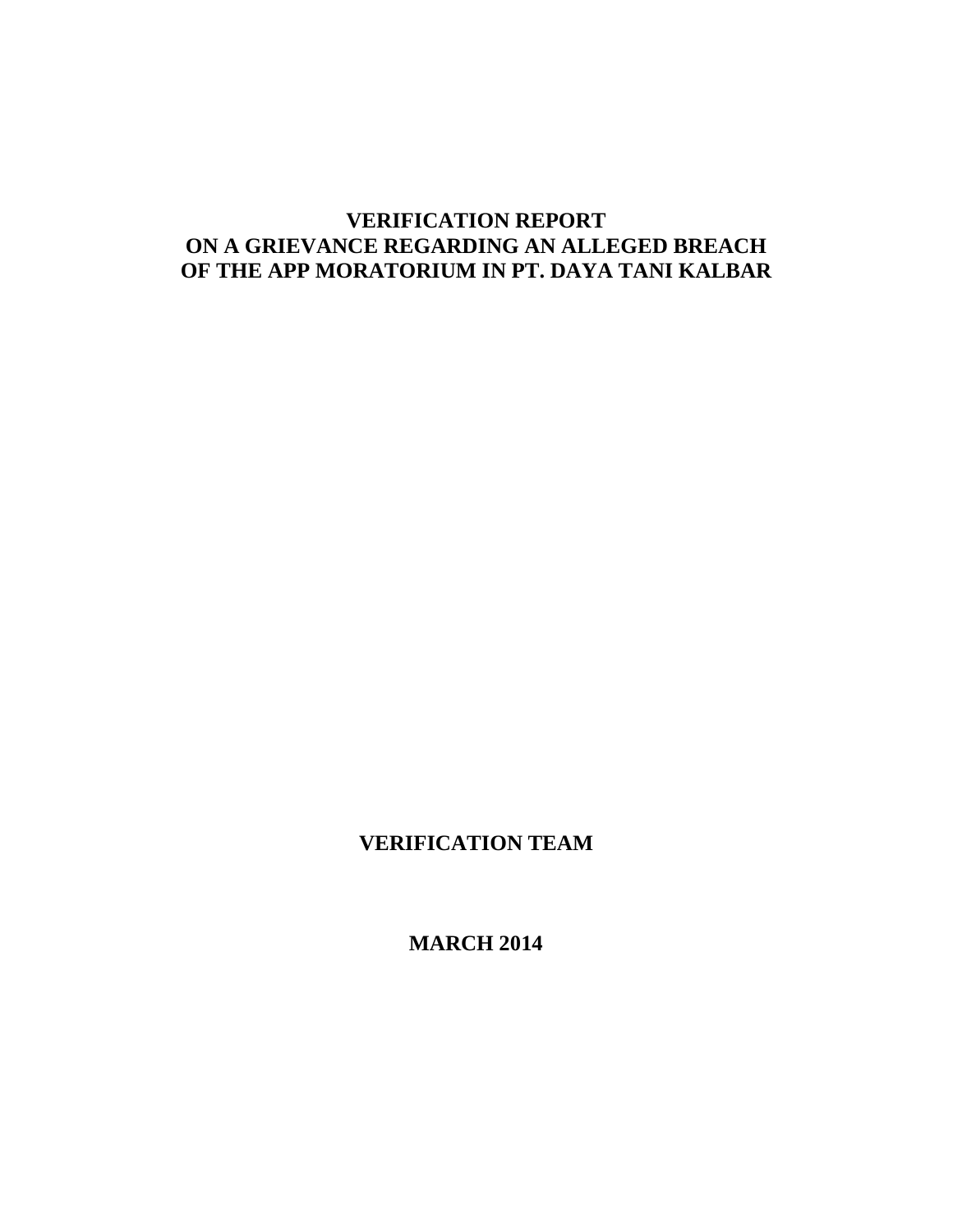# VERIFICATION REPORT ON A GRIEVANCE REGARDING AN ALLEGED BREACH OF THE APP MORATORIUM IN PT. DAYA TANI KALBAR

**VERIFICATION TEAM**

**MARCH 2014**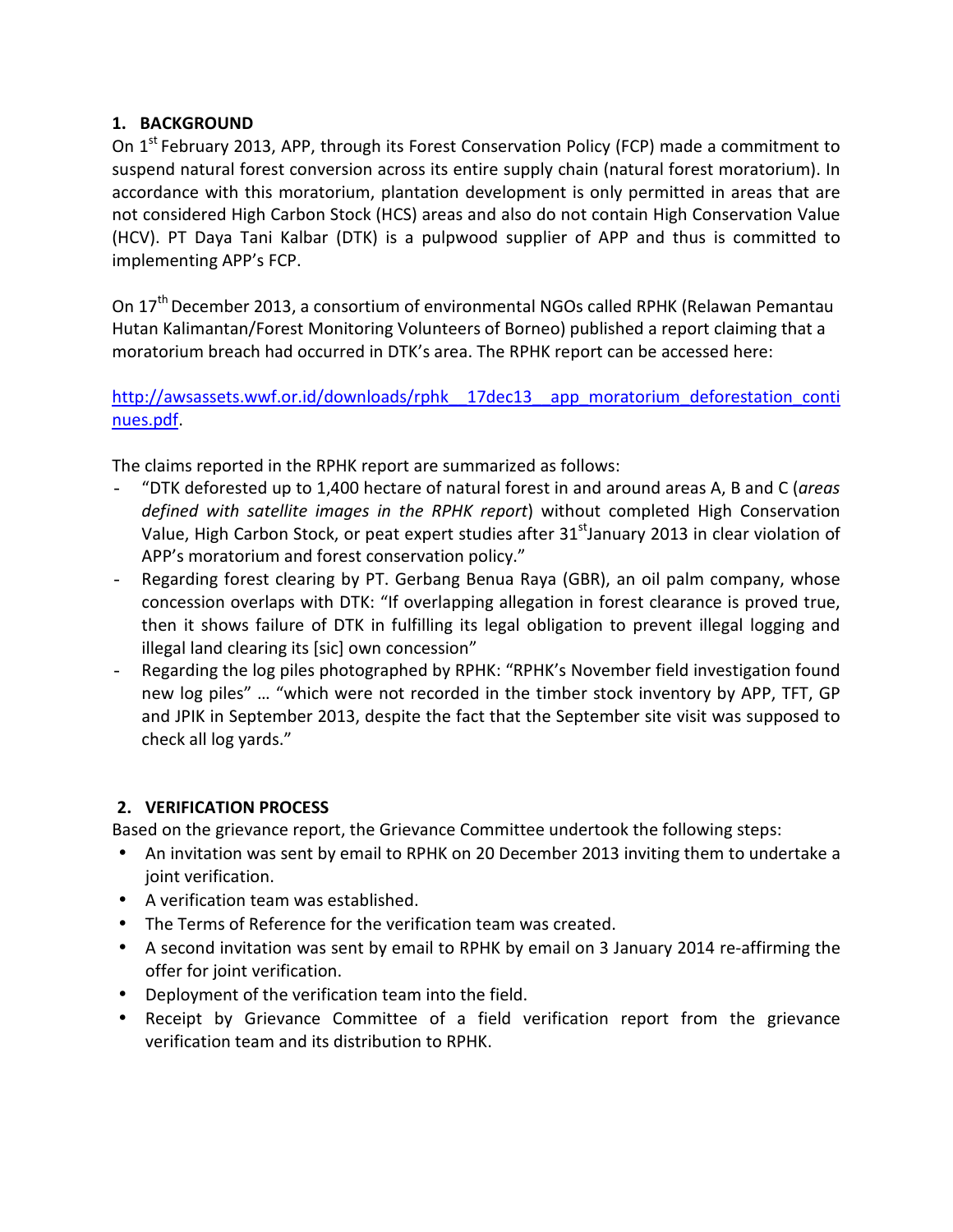## 1. BACKGROUND

On 1st February 2013, APP, through its Forest Conservation Policy (FCP) made a commitment to suspend natural forest conversion across its entire supply chain (natural forest moratorium). In accordance with this moratorium, plantation development is only permitted in areas that are not considered High Carbon Stock (HCS) areas and also do not contain High Conservation Value (HCV). PT Daya Tani Kalbar (DTK) is a pulpwood supplier of APP and thus is committed to implementing APP's FCP.

On 17th December 2013, a consortium of environmental NGOs called RPHK (Relawan Pemantau Hutan Kalimantan/Forest Monitoring Volunteers of Borneo) published a report claiming that a moratorium breach had occurred in DTK's area. The RPHK report can be accessed here:

[http://awsassets.wwf.or.id/downloads/rphk__17dec13__app_moratorium_deforestation_continues.pdf](http://awsassets.wwf.or.id/downloads/rphk__17dec13__app_moratorium_deforestation_continues.pdf).

The claims reported in the RPHK report are summarized as follows:

- "DTK deforested up to 1,400 hectare of natural forest in and around areas A, B and C (*areas defined with satellite images in the RPHK report*) without completed High Conservation Value, High Carbon Stock, or peat expert studies after 31st January 2013 in clear violation of APP's moratorium and forest conservation policy."
- Regarding forest clearing by PT. Gerbang Benua Raya (GBR), an oil palm company, whose concession overlaps with DTK: "If overlapping allegation in forest clearance is proved true, then it shows failure of DTK in fulfilling its legal obligation to prevent illegal logging and illegal land clearing its [sic] own concession"
- Regarding the log piles photographed by RPHK: "RPHK's November field investigation found new log piles" … "which were not recorded in the timber stock inventory by APP, TFT, GP and JPIK in September 2013, despite the fact that the September site visit was supposed to check all log yards."

## 2. VERIFICATION PROCESS

Based on the grievance report, the Grievance Committee undertook the following steps:

- An invitation was sent by email to RPHK on 20 December 2013 inviting them to undertake a joint verification.
- A verification team was established.
- The Terms of Reference for the verification team was created.
- A second invitation was sent by email to RPHK by email on 3 January 2014 re-affirming the offer for joint verification.
- Deployment of the verification team into the field.
- Receipt by Grievance Committee of a field verification report from the grievance verification team and its distribution to RPHK.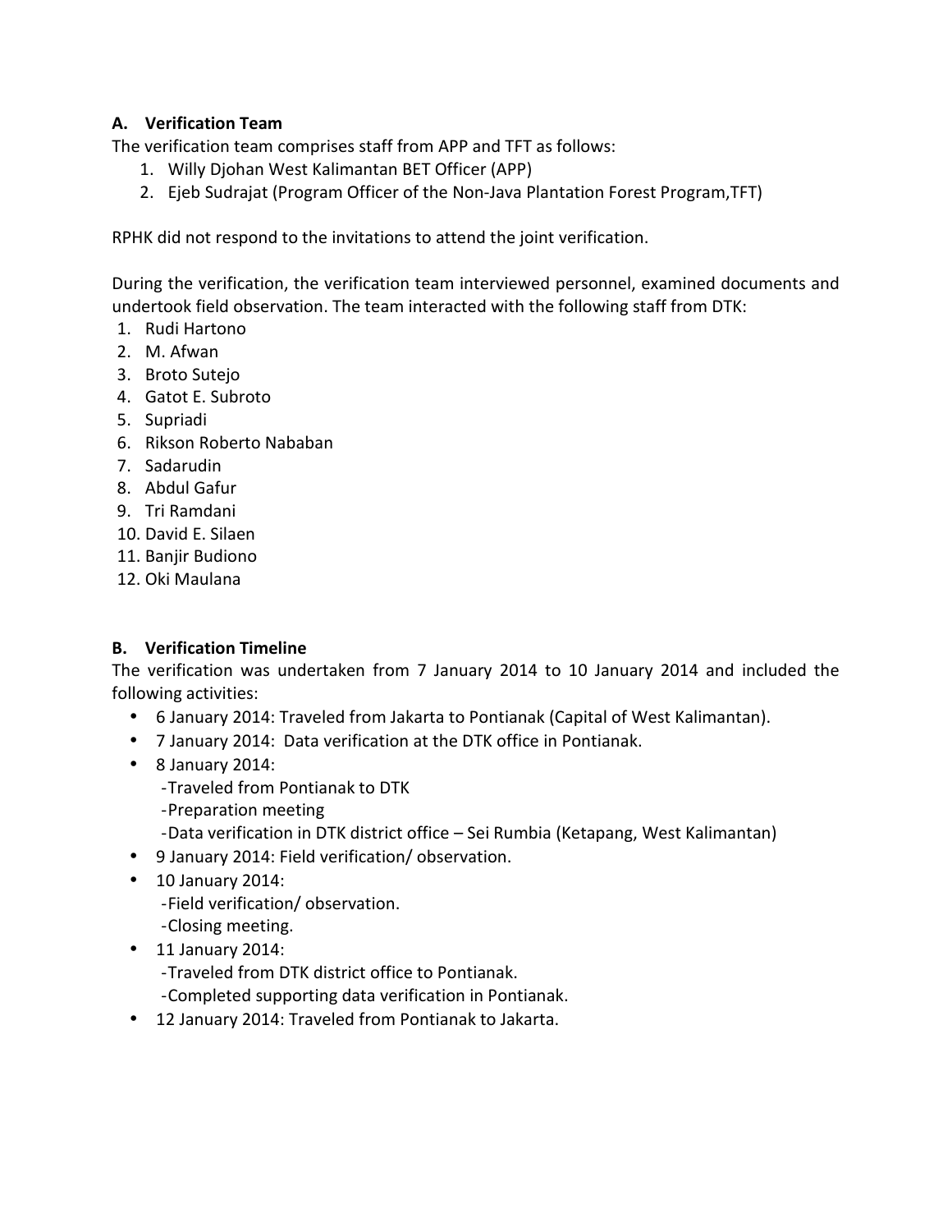### A. Verification Team

The verification team comprises staff from APP and TFT as follows:

1. Willy Djohan West Kalimantan BET Officer (APP)
2. Ejeb Sudrajat (Program Officer of the Non-Java Plantation Forest Program,TFT)

RPHK did not respond to the invitations to attend the joint verification.

During the verification, the verification team interviewed personnel, examined documents and undertook field observation. The team interacted with the following staff from DTK:

1. Rudi Hartono
2. M. Afwan
3. Broto Sutejo
4. Gatot E. Subroto
5. Supriadi
6. Rikson Roberto Nababan
7. Sadarudin
8. Abdul Gafur
9. Tri Ramdani
10. David E. Silaen
11. Banjir Budiono
12. Oki Maulana

### B. Verification Timeline

The verification was undertaken from 7 January 2014 to 10 January 2014 and included the following activities:

- 6 January 2014: Traveled from Jakarta to Pontianak (Capital of West Kalimantan).
- 7 January 2014: Data verification at the DTK office in Pontianak.
- 8 January 2014:
  - -Traveled from Pontianak to DTK
  - -Preparation meeting
  - -Data verification in DTK district office – Sei Rumbia (Ketapang, West Kalimantan)
- 9 January 2014: Field verification/ observation.
- 10 January 2014:
  - -Field verification/ observation.
  - -Closing meeting.
- 11 January 2014:
  - -Traveled from DTK district office to Pontianak.
  - -Completed supporting data verification in Pontianak.
- 12 January 2014: Traveled from Pontianak to Jakarta.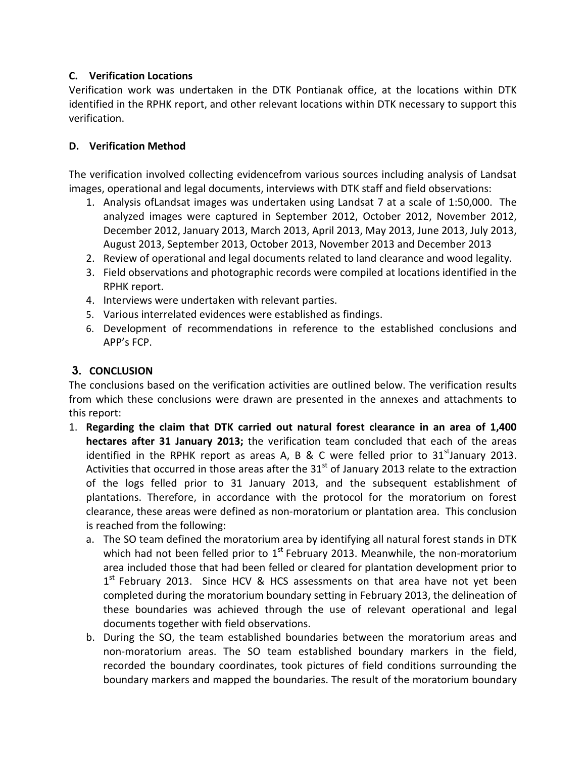### C. Verification Locations

Verification work was undertaken in the DTK Pontianak office, at the locations within DTK identified in the RPHK report, and other relevant locations within DTK necessary to support this verification.

### D. Verification Method

The verification involved collecting evidencefrom various sources including analysis of Landsat images, operational and legal documents, interviews with DTK staff and field observations:

1. Analysis ofLandsat images was undertaken using Landsat 7 at a scale of 1:50,000. The analyzed images were captured in September 2012, October 2012, November 2012, December 2012, January 2013, March 2013, April 2013, May 2013, June 2013, July 2013, August 2013, September 2013, October 2013, November 2013 and December 2013
2. Review of operational and legal documents related to land clearance and wood legality.
3. Field observations and photographic records were compiled at locations identified in the RPHK report.
4. Interviews were undertaken with relevant parties.
5. Various interrelated evidences were established as findings.
6. Development of recommendations in reference to the established conclusions and APP's FCP.

## 3. CONCLUSION

The conclusions based on the verification activities are outlined below. The verification results from which these conclusions were drawn are presented in the annexes and attachments to this report:

1. **Regarding the claim that DTK carried out natural forest clearance in an area of 1,400 hectares after 31 January 2013;** the verification team concluded that each of the areas identified in the RPHK report as areas A, B & C were felled prior to 31st January 2013. Activities that occurred in those areas after the 31st of January 2013 relate to the extraction of the logs felled prior to 31 January 2013, and the subsequent establishment of plantations. Therefore, in accordance with the protocol for the moratorium on forest clearance, these areas were defined as non-moratorium or plantation area. This conclusion is reached from the following:
   a. The SO team defined the moratorium area by identifying all natural forest stands in DTK which had not been felled prior to 1st February 2013. Meanwhile, the non-moratorium area included those that had been felled or cleared for plantation development prior to 1st February 2013. Since HCV & HCS assessments on that area have not yet been completed during the moratorium boundary setting in February 2013, the delineation of these boundaries was achieved through the use of relevant operational and legal documents together with field observations.
   b. During the SO, the team established boundaries between the moratorium areas and non-moratorium areas. The SO team established boundary markers in the field, recorded the boundary coordinates, took pictures of field conditions surrounding the boundary markers and mapped the boundaries. The result of the moratorium boundary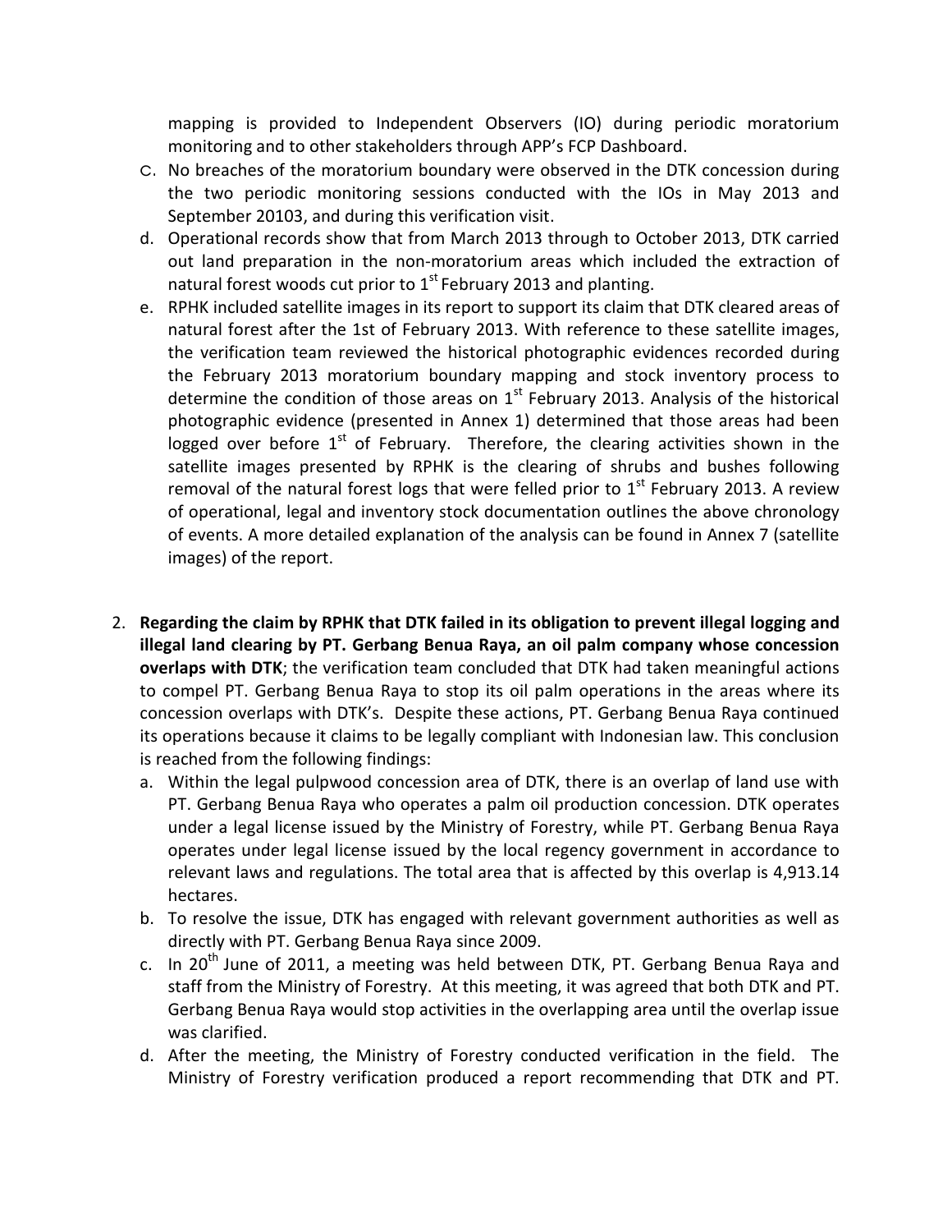mapping is provided to Independent Observers (IO) during periodic moratorium monitoring and to other stakeholders through APP's FCP Dashboard.

c. No breaches of the moratorium boundary were observed in the DTK concession during the two periodic monitoring sessions conducted with the IOs in May 2013 and September 20103, and during this verification visit.

d. Operational records show that from March 2013 through to October 2013, DTK carried out land preparation in the non-moratorium areas which included the extraction of natural forest woods cut prior to 1st February 2013 and planting.

e. RPHK included satellite images in its report to support its claim that DTK cleared areas of natural forest after the 1st of February 2013. With reference to these satellite images, the verification team reviewed the historical photographic evidences recorded during the February 2013 moratorium boundary mapping and stock inventory process to determine the condition of those areas on 1st February 2013. Analysis of the historical photographic evidence (presented in Annex 1) determined that those areas had been logged over before 1st of February. Therefore, the clearing activities shown in the satellite images presented by RPHK is the clearing of shrubs and bushes following removal of the natural forest logs that were felled prior to 1st February 2013. A review of operational, legal and inventory stock documentation outlines the above chronology of events. A more detailed explanation of the analysis can be found in Annex 7 (satellite images) of the report.

2. **Regarding the claim by RPHK that DTK failed in its obligation to prevent illegal logging and illegal land clearing by PT. Gerbang Benua Raya, an oil palm company whose concession overlaps with DTK**; the verification team concluded that DTK had taken meaningful actions to compel PT. Gerbang Benua Raya to stop its oil palm operations in the areas where its concession overlaps with DTK's. Despite these actions, PT. Gerbang Benua Raya continued its operations because it claims to be legally compliant with Indonesian law. This conclusion is reached from the following findings:
   a. Within the legal pulpwood concession area of DTK, there is an overlap of land use with PT. Gerbang Benua Raya who operates a palm oil production concession. DTK operates under a legal license issued by the Ministry of Forestry, while PT. Gerbang Benua Raya operates under legal license issued by the local regency government in accordance to relevant laws and regulations. The total area that is affected by this overlap is 4,913.14 hectares.
   b. To resolve the issue, DTK has engaged with relevant government authorities as well as directly with PT. Gerbang Benua Raya since 2009.
   c. In 20th June of 2011, a meeting was held between DTK, PT. Gerbang Benua Raya and staff from the Ministry of Forestry. At this meeting, it was agreed that both DTK and PT. Gerbang Benua Raya would stop activities in the overlapping area until the overlap issue was clarified.
   d. After the meeting, the Ministry of Forestry conducted verification in the field. The Ministry of Forestry verification produced a report recommending that DTK and PT.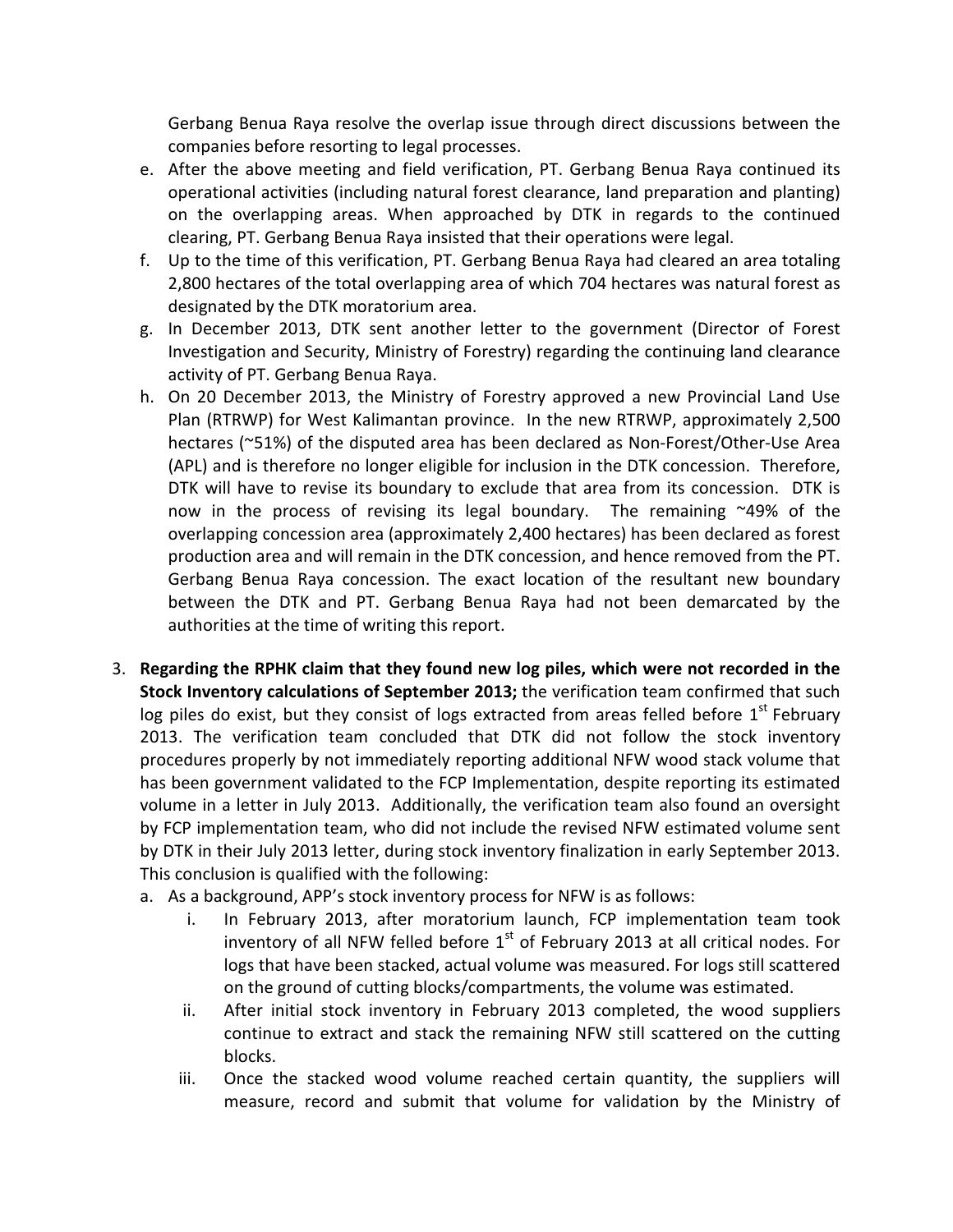Gerbang Benua Raya resolve the overlap issue through direct discussions between the companies before resorting to legal processes.

e. After the above meeting and field verification, PT. Gerbang Benua Raya continued its operational activities (including natural forest clearance, land preparation and planting) on the overlapping areas. When approached by DTK in regards to the continued clearing, PT. Gerbang Benua Raya insisted that their operations were legal.
f. Up to the time of this verification, PT. Gerbang Benua Raya had cleared an area totaling 2,800 hectares of the total overlapping area of which 704 hectares was natural forest as designated by the DTK moratorium area.
g. In December 2013, DTK sent another letter to the government (Director of Forest Investigation and Security, Ministry of Forestry) regarding the continuing land clearance activity of PT. Gerbang Benua Raya.
h. On 20 December 2013, the Ministry of Forestry approved a new Provincial Land Use Plan (RTRWP) for West Kalimantan province. In the new RTRWP, approximately 2,500 hectares (~51%) of the disputed area has been declared as Non-Forest/Other-Use Area (APL) and is therefore no longer eligible for inclusion in the DTK concession. Therefore, DTK will have to revise its boundary to exclude that area from its concession. DTK is now in the process of revising its legal boundary. The remaining ~49% of the overlapping concession area (approximately 2,400 hectares) has been declared as forest production area and will remain in the DTK concession, and hence removed from the PT. Gerbang Benua Raya concession. The exact location of the resultant new boundary between the DTK and PT. Gerbang Benua Raya had not been demarcated by the authorities at the time of writing this report.

3. **Regarding the RPHK claim that they found new log piles, which were not recorded in the Stock Inventory calculations of September 2013;** the verification team confirmed that such log piles do exist, but they consist of logs extracted from areas felled before 1st February 2013. The verification team concluded that DTK did not follow the stock inventory procedures properly by not immediately reporting additional NFW wood stack volume that has been government validated to the FCP Implementation, despite reporting its estimated volume in a letter in July 2013. Additionally, the verification team also found an oversight by FCP implementation team, who did not include the revised NFW estimated volume sent by DTK in their July 2013 letter, during stock inventory finalization in early September 2013. This conclusion is qualified with the following:
   a. As a background, APP's stock inventory process for NFW is as follows:
      i. In February 2013, after moratorium launch, FCP implementation team took inventory of all NFW felled before 1st of February 2013 at all critical nodes. For logs that have been stacked, actual volume was measured. For logs still scattered on the ground of cutting blocks/compartments, the volume was estimated.
      ii. After initial stock inventory in February 2013 completed, the wood suppliers continue to extract and stack the remaining NFW still scattered on the cutting blocks.
      iii. Once the stacked wood volume reached certain quantity, the suppliers will measure, record and submit that volume for validation by the Ministry of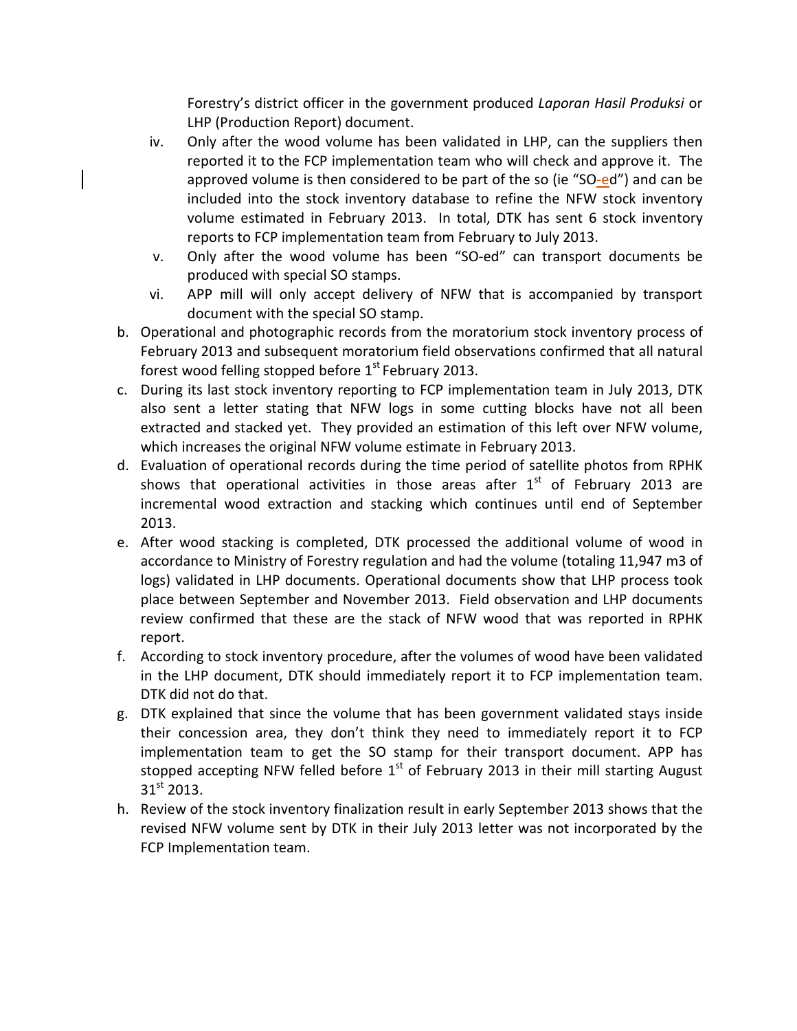Forestry's district officer in the government produced *Laporan Hasil Produksi* or LHP (Production Report) document.

iv. Only after the wood volume has been validated in LHP, can the suppliers then reported it to the FCP implementation team who will check and approve it. The approved volume is then considered to be part of the so (ie "SO-ed") and can be included into the stock inventory database to refine the NFW stock inventory volume estimated in February 2013. In total, DTK has sent 6 stock inventory reports to FCP implementation team from February to July 2013.

v. Only after the wood volume has been "SO-ed" can transport documents be produced with special SO stamps.

vi. APP mill will only accept delivery of NFW that is accompanied by transport document with the special SO stamp.

b. Operational and photographic records from the moratorium stock inventory process of February 2013 and subsequent moratorium field observations confirmed that all natural forest wood felling stopped before 1st February 2013.

c. During its last stock inventory reporting to FCP implementation team in July 2013, DTK also sent a letter stating that NFW logs in some cutting blocks have not all been extracted and stacked yet. They provided an estimation of this left over NFW volume, which increases the original NFW volume estimate in February 2013.

d. Evaluation of operational records during the time period of satellite photos from RPHK shows that operational activities in those areas after 1st of February 2013 are incremental wood extraction and stacking which continues until end of September 2013.

e. After wood stacking is completed, DTK processed the additional volume of wood in accordance to Ministry of Forestry regulation and had the volume (totaling 11,947 m3 of logs) validated in LHP documents. Operational documents show that LHP process took place between September and November 2013. Field observation and LHP documents review confirmed that these are the stack of NFW wood that was reported in RPHK report.

f. According to stock inventory procedure, after the volumes of wood have been validated in the LHP document, DTK should immediately report it to FCP implementation team. DTK did not do that.

g. DTK explained that since the volume that has been government validated stays inside their concession area, they don't think they need to immediately report it to FCP implementation team to get the SO stamp for their transport document. APP has stopped accepting NFW felled before 1st of February 2013 in their mill starting August 31st 2013.

h. Review of the stock inventory finalization result in early September 2013 shows that the revised NFW volume sent by DTK in their July 2013 letter was not incorporated by the FCP Implementation team.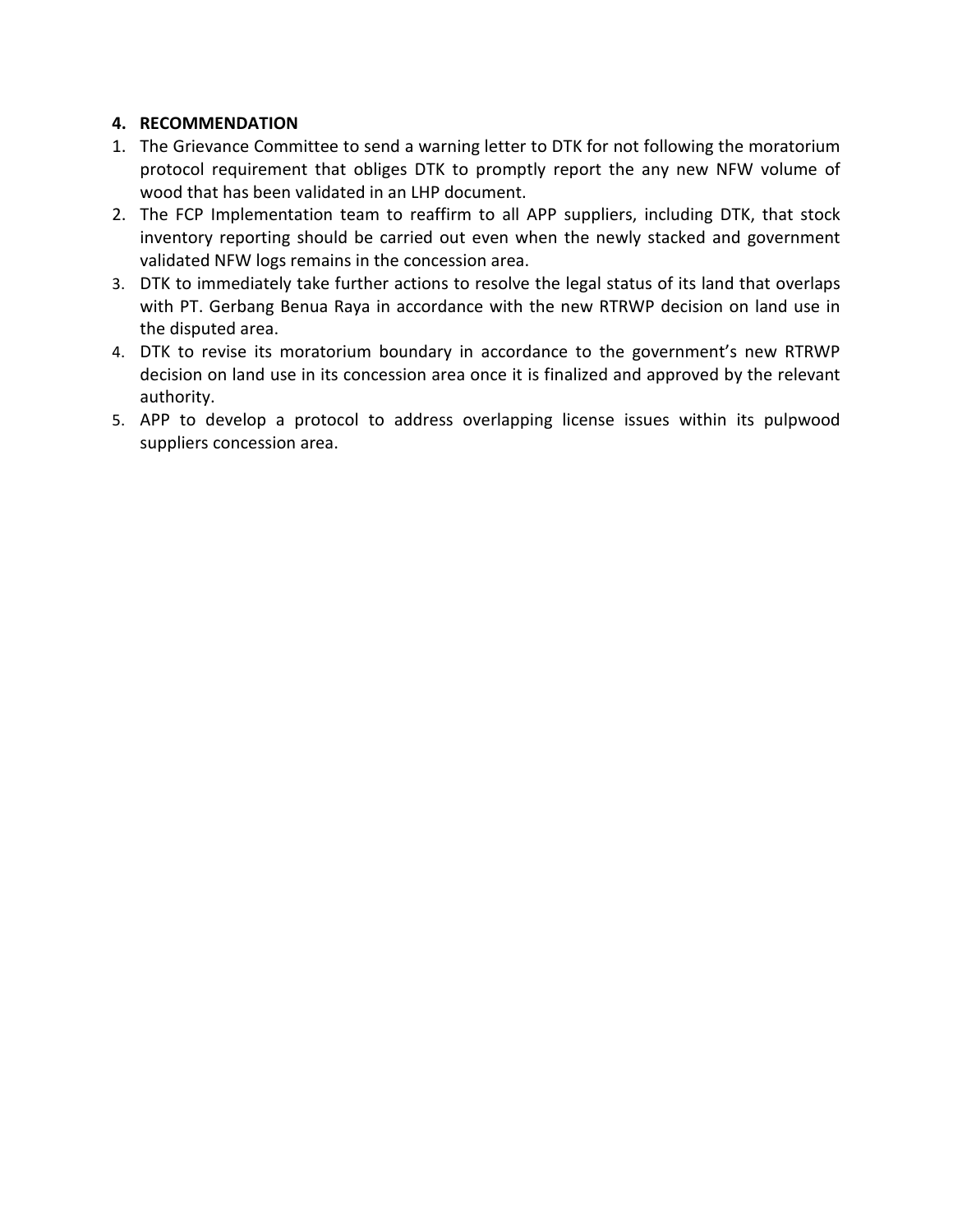## 4. RECOMMENDATION

1. The Grievance Committee to send a warning letter to DTK for not following the moratorium protocol requirement that obliges DTK to promptly report the any new NFW volume of wood that has been validated in an LHP document.
2. The FCP Implementation team to reaffirm to all APP suppliers, including DTK, that stock inventory reporting should be carried out even when the newly stacked and government validated NFW logs remains in the concession area.
3. DTK to immediately take further actions to resolve the legal status of its land that overlaps with PT. Gerbang Benua Raya in accordance with the new RTRWP decision on land use in the disputed area.
4. DTK to revise its moratorium boundary in accordance to the government's new RTRWP decision on land use in its concession area once it is finalized and approved by the relevant authority.
5. APP to develop a protocol to address overlapping license issues within its pulpwood suppliers concession area.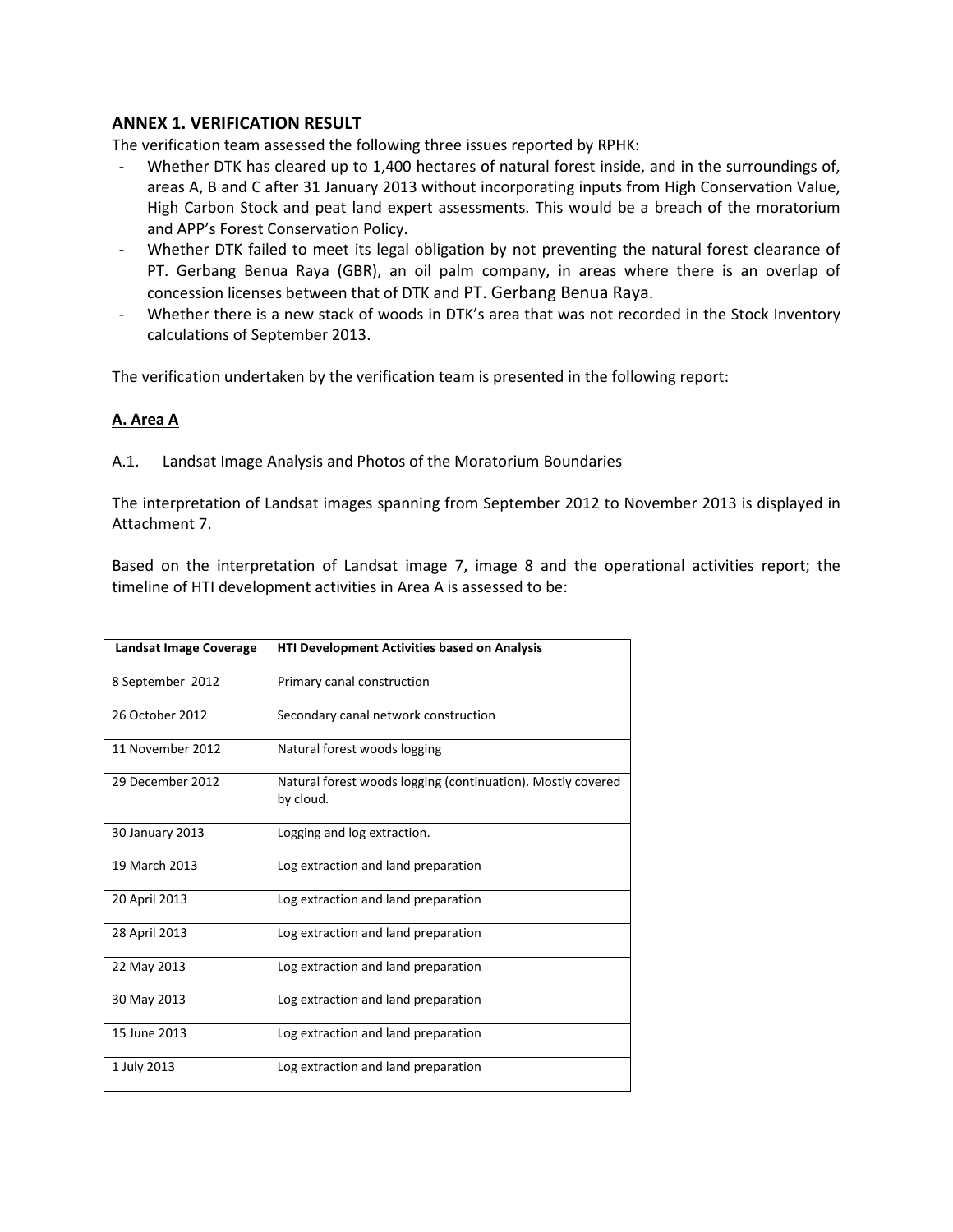## ANNEX 1. VERIFICATION RESULT

The verification team assessed the following three issues reported by RPHK:

- Whether DTK has cleared up to 1,400 hectares of natural forest inside, and in the surroundings of, areas A, B and C after 31 January 2013 without incorporating inputs from High Conservation Value, High Carbon Stock and peat land expert assessments. This would be a breach of the moratorium and APP's Forest Conservation Policy.
- Whether DTK failed to meet its legal obligation by not preventing the natural forest clearance of PT. Gerbang Benua Raya (GBR), an oil palm company, in areas where there is an overlap of concession licenses between that of DTK and PT. Gerbang Benua Raya.
- Whether there is a new stack of woods in DTK's area that was not recorded in the Stock Inventory calculations of September 2013.

The verification undertaken by the verification team is presented in the following report:

### A. Area A

A.1. Landsat Image Analysis and Photos of the Moratorium Boundaries

The interpretation of Landsat images spanning from September 2012 to November 2013 is displayed in Attachment 7.

Based on the interpretation of Landsat image 7, image 8 and the operational activities report; the timeline of HTI development activities in Area A is assessed to be:

| Landsat Image Coverage | HTI Development Activities based on Analysis |
|---|---|
| 8 September 2012 | Primary canal construction |
| 26 October 2012 | Secondary canal network construction |
| 11 November 2012 | Natural forest woods logging |
| 29 December 2012 | Natural forest woods logging (continuation). Mostly covered by cloud. |
| 30 January 2013 | Logging and log extraction. |
| 19 March 2013 | Log extraction and land preparation |
| 20 April 2013 | Log extraction and land preparation |
| 28 April 2013 | Log extraction and land preparation |
| 22 May 2013 | Log extraction and land preparation |
| 30 May 2013 | Log extraction and land preparation |
| 15 June 2013 | Log extraction and land preparation |
| 1 July 2013 | Log extraction and land preparation |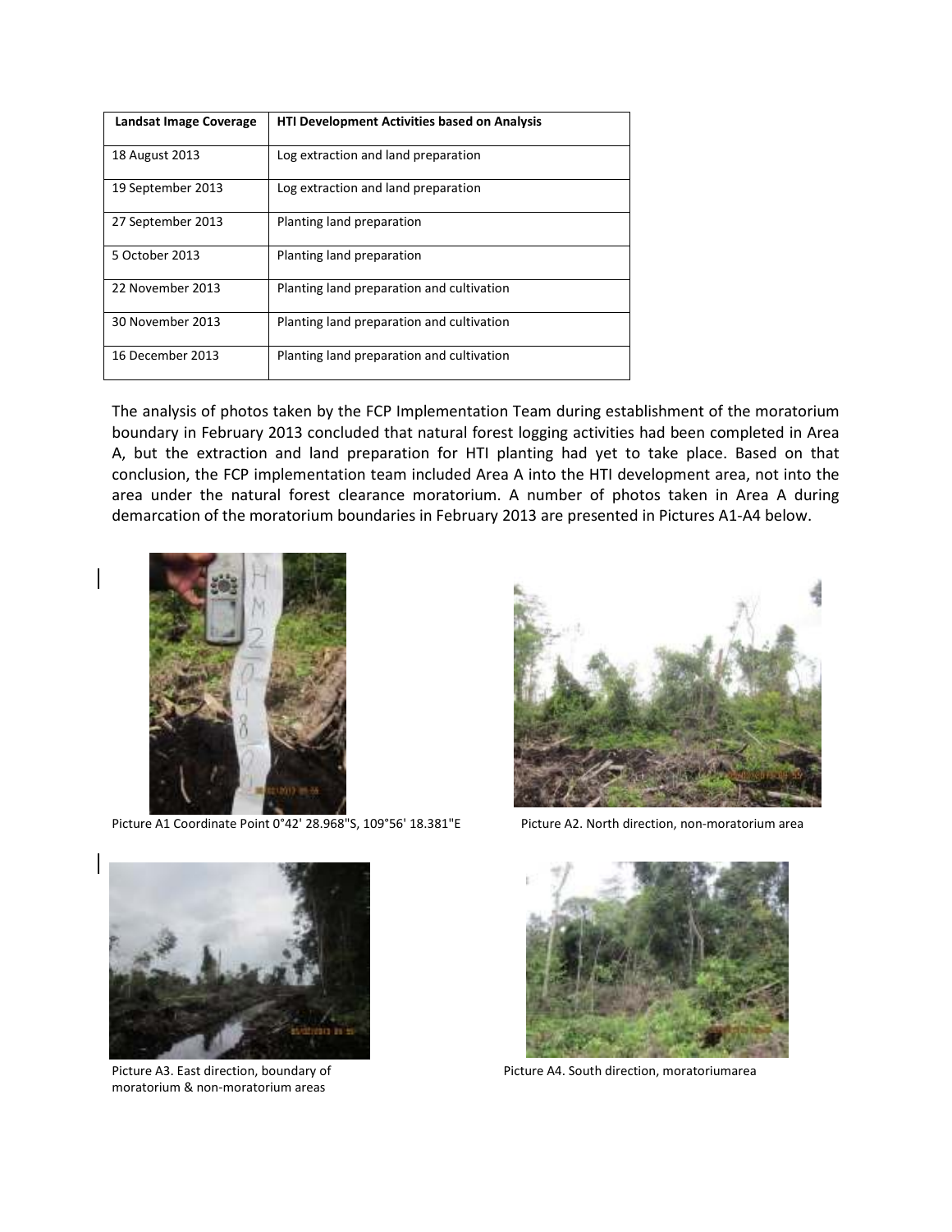| Landsat Image Coverage | HTI Development Activities based on Analysis |
| --- | --- |
| 18 August 2013 | Log extraction and land preparation |
| 19 September 2013 | Log extraction and land preparation |
| 27 September 2013 | Planting land preparation |
| 5 October 2013 | Planting land preparation |
| 22 November 2013 | Planting land preparation and cultivation |
| 30 November 2013 | Planting land preparation and cultivation |
| 16 December 2013 | Planting land preparation and cultivation |

The analysis of photos taken by the FCP Implementation Team during establishment of the moratorium boundary in February 2013 concluded that natural forest logging activities had been completed in Area A, but the extraction and land preparation for HTI planting had yet to take place. Based on that conclusion, the FCP implementation team included Area A into the HTI development area, not into the area under the natural forest clearance moratorium. A number of photos taken in Area A during demarcation of the moratorium boundaries in February 2013 are presented in Pictures A1-A4 below.

Picture A1 Coordinate Point 0°42' 28.968"S, 109°56' 18.381"E

Picture A2. North direction, non-moratorium area

Picture A3. East direction, boundary of moratorium & non-moratorium areas

Picture A4. South direction, moratoriumarea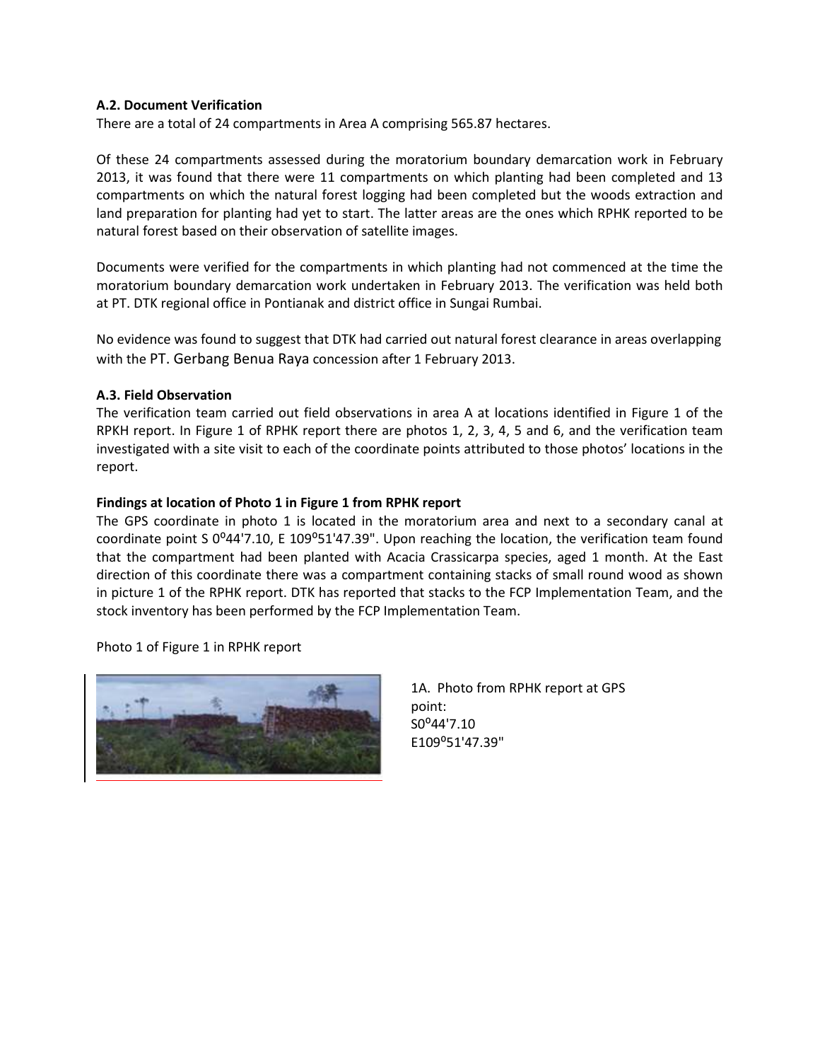**A.2. Document Verification**

There are a total of 24 compartments in Area A comprising 565.87 hectares.

Of these 24 compartments assessed during the moratorium boundary demarcation work in February 2013, it was found that there were 11 compartments on which planting had been completed and 13 compartments on which the natural forest logging had been completed but the woods extraction and land preparation for planting had yet to start. The latter areas are the ones which RPHK reported to be natural forest based on their observation of satellite images.

Documents were verified for the compartments in which planting had not commenced at the time the moratorium boundary demarcation work undertaken in February 2013. The verification was held both at PT. DTK regional office in Pontianak and district office in Sungai Rumbai.

No evidence was found to suggest that DTK had carried out natural forest clearance in areas overlapping with the PT. Gerbang Benua Raya concession after 1 February 2013.

**A.3. Field Observation**

The verification team carried out field observations in area A at locations identified in Figure 1 of the RPKH report. In Figure 1 of RPHK report there are photos 1, 2, 3, 4, 5 and 6, and the verification team investigated with a site visit to each of the coordinate points attributed to those photos' locations in the report.

**Findings at location of Photo 1 in Figure 1 from RPHK report**

The GPS coordinate in photo 1 is located in the moratorium area and next to a secondary canal at coordinate point S 0°44'7.10, E 109°51'47.39". Upon reaching the location, the verification team found that the compartment had been planted with Acacia Crassicarpa species, aged 1 month. At the East direction of this coordinate there was a compartment containing stacks of small round wood as shown in picture 1 of the RPHK report. DTK has reported that stacks to the FCP Implementation Team, and the stock inventory has been performed by the FCP Implementation Team.

Photo 1 of Figure 1 in RPHK report

1A. Photo from RPHK report at GPS point:
S0°44'7.10
E109°51'47.39"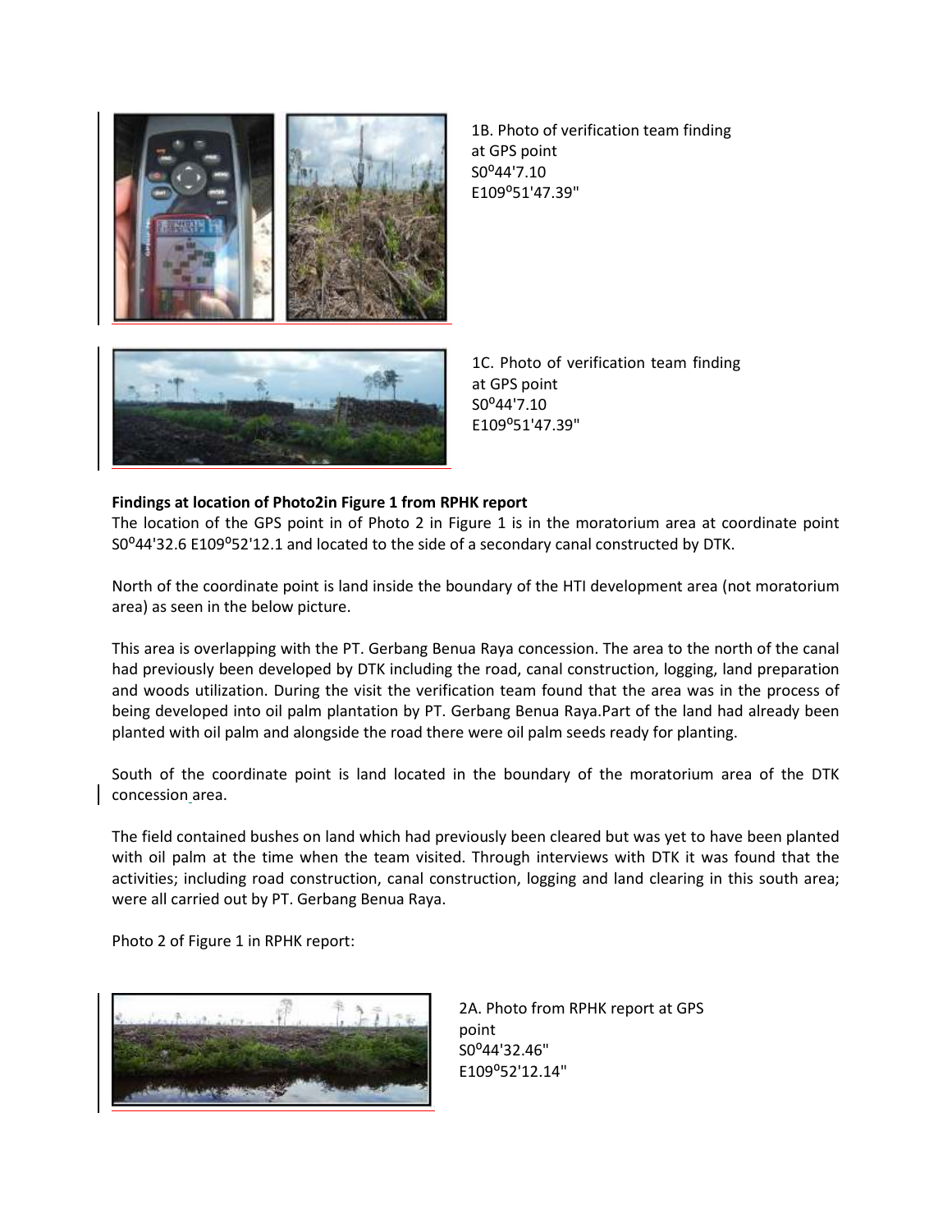1B. Photo of verification team finding at GPS point S0º44'7.10 E109º51'47.39"

1C. Photo of verification team finding at GPS point S0º44'7.10 E109º51'47.39"

**Findings at location of Photo2in Figure 1 from RPHK report**

The location of the GPS point in of Photo 2 in Figure 1 is in the moratorium area at coordinate point S0º44'32.6 E109º52'12.1 and located to the side of a secondary canal constructed by DTK.

North of the coordinate point is land inside the boundary of the HTI development area (not moratorium area) as seen in the below picture.

This area is overlapping with the PT. Gerbang Benua Raya concession. The area to the north of the canal had previously been developed by DTK including the road, canal construction, logging, land preparation and woods utilization. During the visit the verification team found that the area was in the process of being developed into oil palm plantation by PT. Gerbang Benua Raya.Part of the land had already been planted with oil palm and alongside the road there were oil palm seeds ready for planting.

South of the coordinate point is land located in the boundary of the moratorium area of the DTK concession area.

The field contained bushes on land which had previously been cleared but was yet to have been planted with oil palm at the time when the team visited. Through interviews with DTK it was found that the activities; including road construction, canal construction, logging and land clearing in this south area; were all carried out by PT. Gerbang Benua Raya.

Photo 2 of Figure 1 in RPHK report:

2A. Photo from RPHK report at GPS point S0º44'32.46" E109º52'12.14"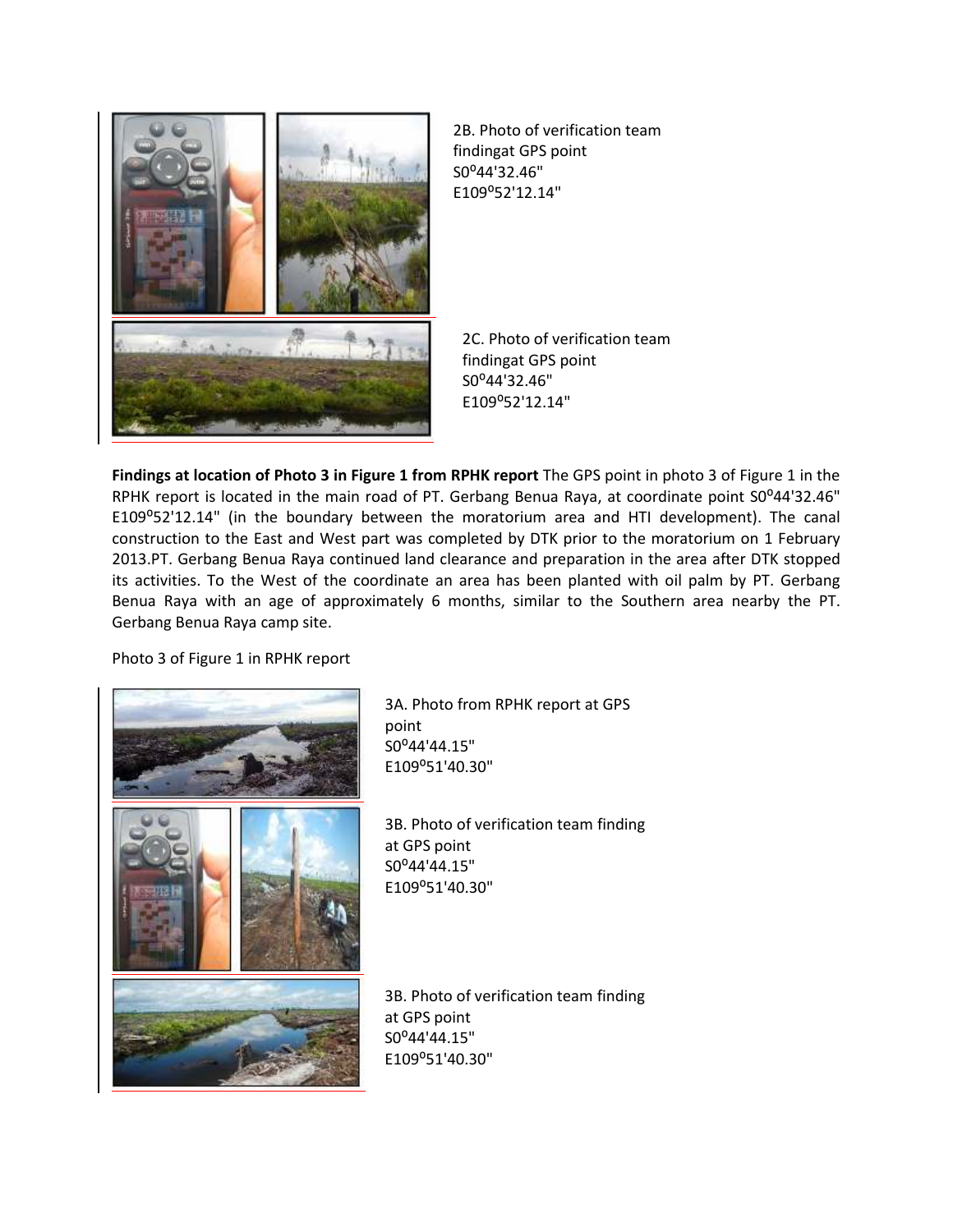2B. Photo of verification team findingat GPS point S0°44'32.46" E109°52'12.14"

2C. Photo of verification team findingat GPS point S0°44'32.46" E109°52'12.14"

**Findings at location of Photo 3 in Figure 1 from RPHK report** The GPS point in photo 3 of Figure 1 in the RPHK report is located in the main road of PT. Gerbang Benua Raya, at coordinate point S0°44'32.46" E109°52'12.14" (in the boundary between the moratorium area and HTI development). The canal construction to the East and West part was completed by DTK prior to the moratorium on 1 February 2013.PT. Gerbang Benua Raya continued land clearance and preparation in the area after DTK stopped its activities. To the West of the coordinate an area has been planted with oil palm by PT. Gerbang Benua Raya with an age of approximately 6 months, similar to the Southern area nearby the PT. Gerbang Benua Raya camp site.

Photo 3 of Figure 1 in RPHK report

3A. Photo from RPHK report at GPS point S0°44'44.15" E109°51'40.30"

3B. Photo of verification team finding at GPS point S0°44'44.15" E109°51'40.30"

3B. Photo of verification team finding at GPS point S0°44'44.15" E109°51'40.30"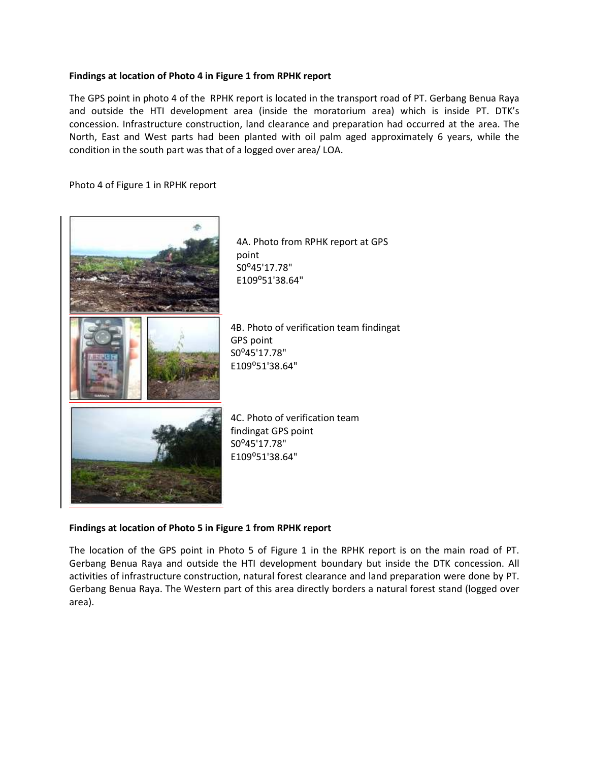**Findings at location of Photo 4 in Figure 1 from RPHK report**

The GPS point in photo 4 of the RPHK report is located in the transport road of PT. Gerbang Benua Raya and outside the HTI development area (inside the moratorium area) which is inside PT. DTK's concession. Infrastructure construction, land clearance and preparation had occurred at the area. The North, East and West parts had been planted with oil palm aged approximately 6 years, while the condition in the south part was that of a logged over area/ LOA.

Photo 4 of Figure 1 in RPHK report

4A. Photo from RPHK report at GPS point S0°45'17.78" E109°51'38.64"

4B. Photo of verification team findingat GPS point S0°45'17.78" E109°51'38.64"

4C. Photo of verification team findingat GPS point S0°45'17.78" E109°51'38.64"

**Findings at location of Photo 5 in Figure 1 from RPHK report**

The location of the GPS point in Photo 5 of Figure 1 in the RPHK report is on the main road of PT. Gerbang Benua Raya and outside the HTI development boundary but inside the DTK concession. All activities of infrastructure construction, natural forest clearance and land preparation were done by PT. Gerbang Benua Raya. The Western part of this area directly borders a natural forest stand (logged over area).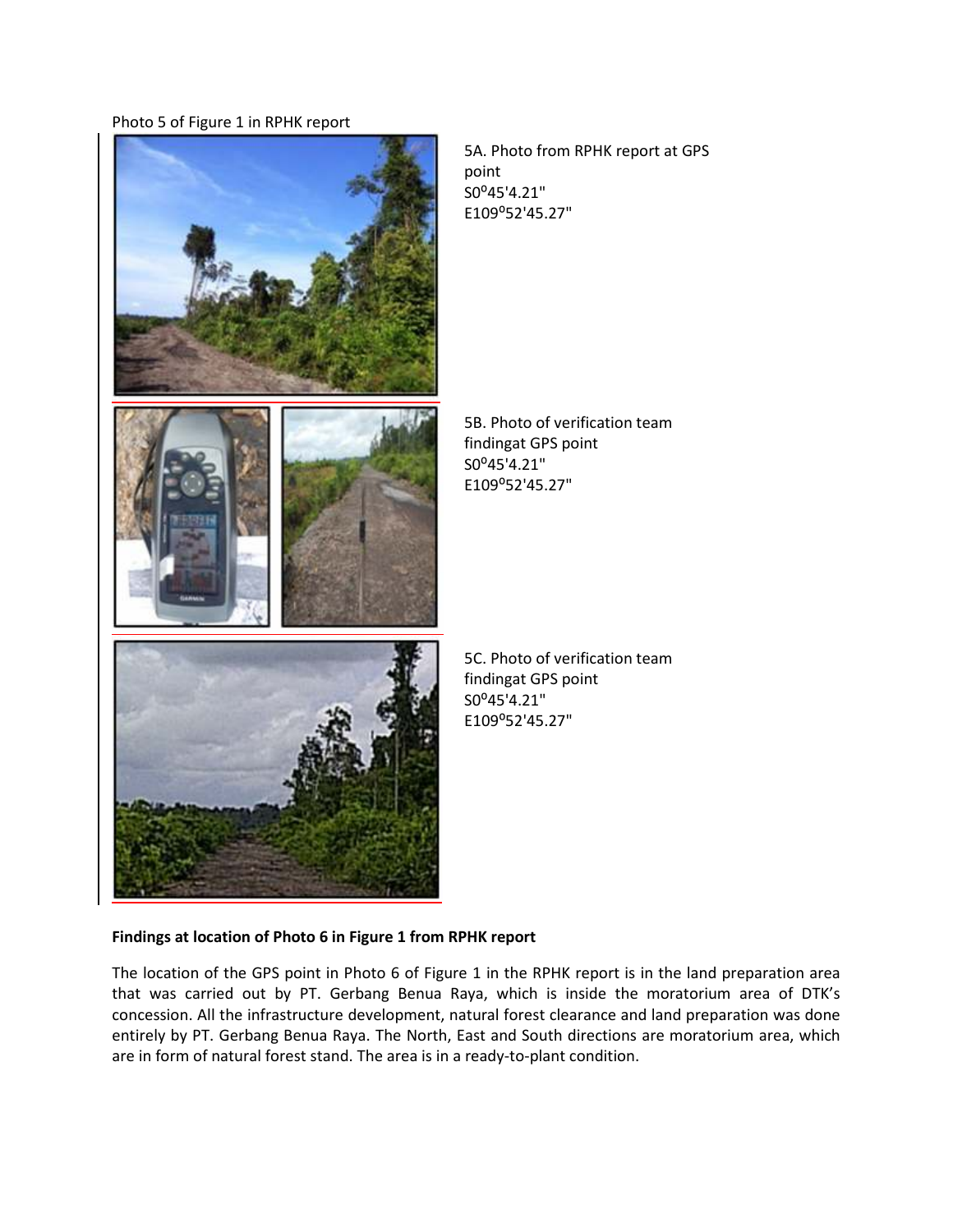Photo 5 of Figure 1 in RPHK report

5A. Photo from RPHK report at GPS point
S0º45'4.21"
E109º52'45.27"

5B. Photo of verification team findingat GPS point
S0º45'4.21"
E109º52'45.27"

5C. Photo of verification team findingat GPS point
S0º45'4.21"
E109º52'45.27"

**Findings at location of Photo 6 in Figure 1 from RPHK report**

The location of the GPS point in Photo 6 of Figure 1 in the RPHK report is in the land preparation area that was carried out by PT. Gerbang Benua Raya, which is inside the moratorium area of DTK's concession. All the infrastructure development, natural forest clearance and land preparation was done entirely by PT. Gerbang Benua Raya. The North, East and South directions are moratorium area, which are in form of natural forest stand. The area is in a ready-to-plant condition.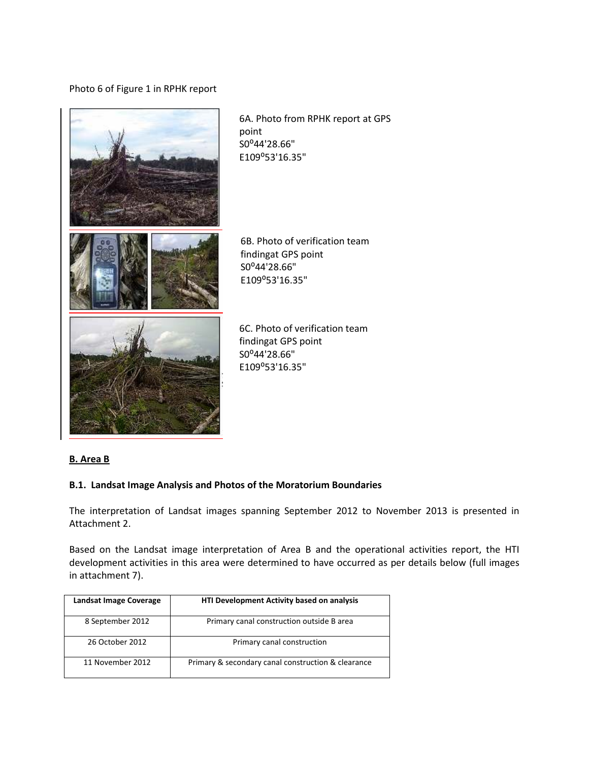Photo 6 of Figure 1 in RPHK report

6A. Photo from RPHK report at GPS point S0º44'28.66" E109º53'16.35"

6B. Photo of verification team findingat GPS point S0º44'28.66" E109º53'16.35"

6C. Photo of verification team findingat GPS point S0º44'28.66" E109º53'16.35"

## B. Area B

### B.1. Landsat Image Analysis and Photos of the Moratorium Boundaries

The interpretation of Landsat images spanning September 2012 to November 2013 is presented in Attachment 2.

Based on the Landsat image interpretation of Area B and the operational activities report, the HTI development activities in this area were determined to have occurred as per details below (full images in attachment 7).

| Landsat Image Coverage | HTI Development Activity based on analysis |
|---|---|
| 8 September 2012 | Primary canal construction outside B area |
| 26 October 2012 | Primary canal construction |
| 11 November 2012 | Primary & secondary canal construction & clearance |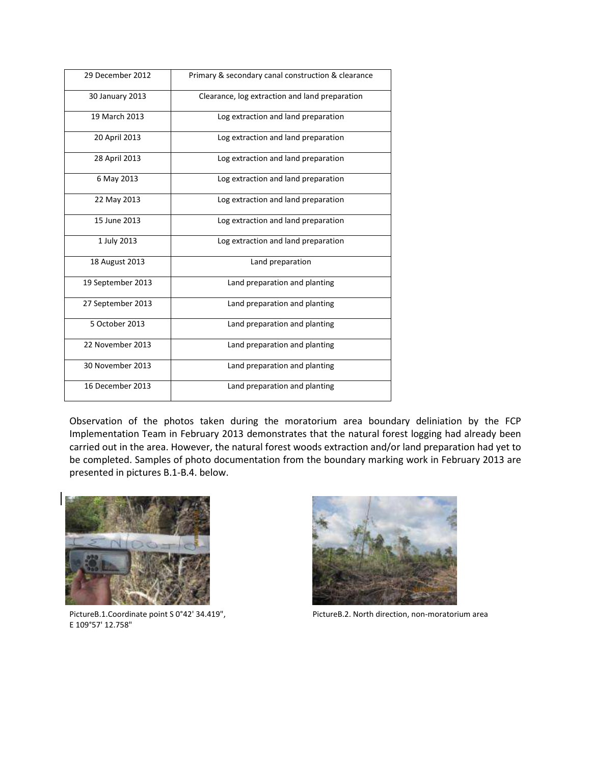| 29 December 2012 | Primary & secondary canal construction & clearance |
|---|---|
| 30 January 2013 | Clearance, log extraction and land preparation |
| 19 March 2013 | Log extraction and land preparation |
| 20 April 2013 | Log extraction and land preparation |
| 28 April 2013 | Log extraction and land preparation |
| 6 May 2013 | Log extraction and land preparation |
| 22 May 2013 | Log extraction and land preparation |
| 15 June 2013 | Log extraction and land preparation |
| 1 July 2013 | Log extraction and land preparation |
| 18 August 2013 | Land preparation |
| 19 September 2013 | Land preparation and planting |
| 27 September 2013 | Land preparation and planting |
| 5 October 2013 | Land preparation and planting |
| 22 November 2013 | Land preparation and planting |
| 30 November 2013 | Land preparation and planting |
| 16 December 2013 | Land preparation and planting |

Observation of the photos taken during the moratorium area boundary deliniation by the FCP Implementation Team in February 2013 demonstrates that the natural forest logging had already been carried out in the area. However, the natural forest woods extraction and/or land preparation had yet to be completed. Samples of photo documentation from the boundary marking work in February 2013 are presented in pictures B.1-B.4. below.

PictureB.1.Coordinate point S 0°42' 34.419", E 109°57' 12.758"

PictureB.2. North direction, non-moratorium area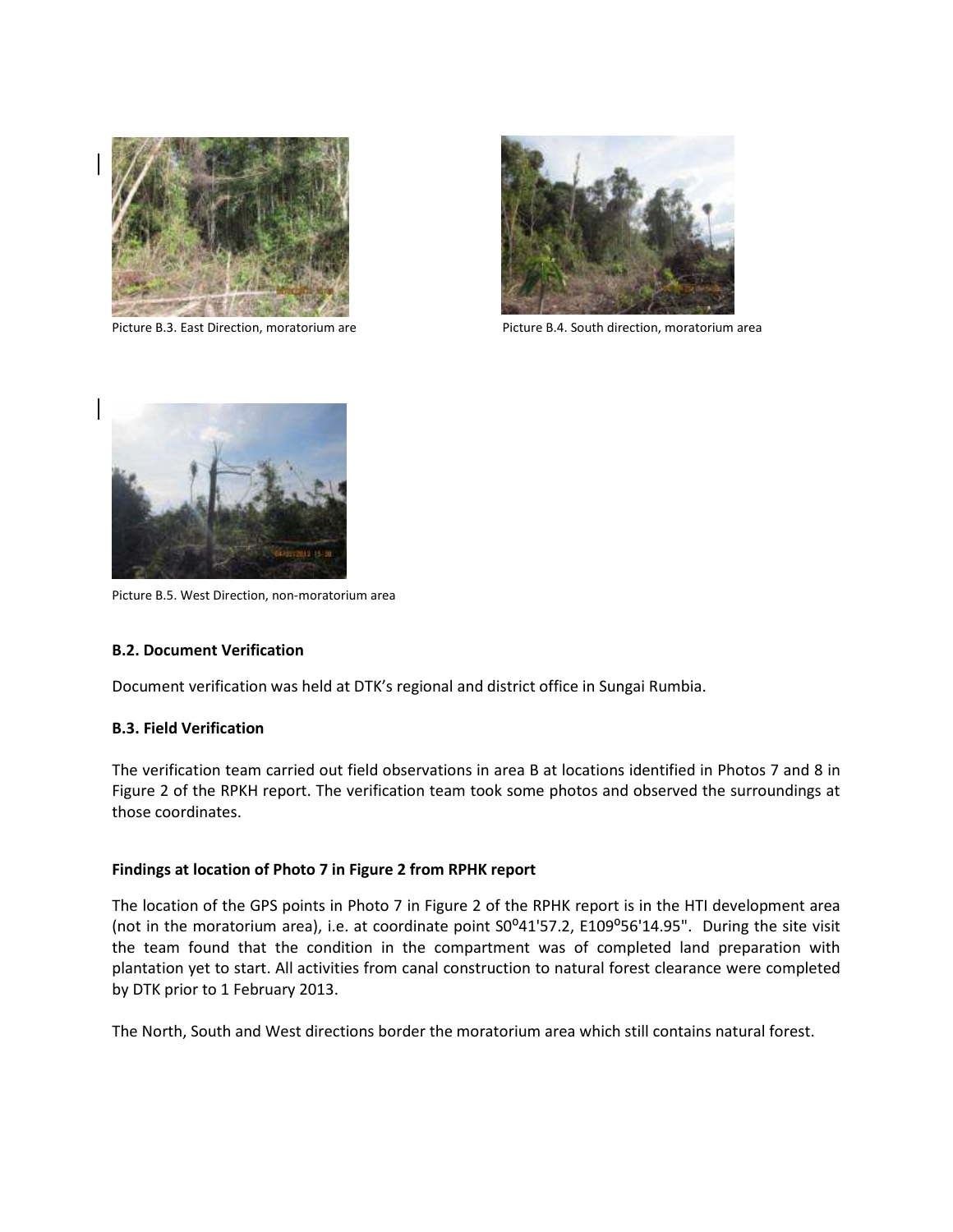Picture B.3. East Direction, moratorium are

Picture B.4. South direction, moratorium area

Picture B.5. West Direction, non-moratorium area

**B.2. Document Verification**

Document verification was held at DTK's regional and district office in Sungai Rumbia.

**B.3. Field Verification**

The verification team carried out field observations in area B at locations identified in Photos 7 and 8 in Figure 2 of the RPKH report. The verification team took some photos and observed the surroundings at those coordinates.

**Findings at location of Photo 7 in Figure 2 from RPHK report**

The location of the GPS points in Photo 7 in Figure 2 of the RPHK report is in the HTI development area (not in the moratorium area), i.e. at coordinate point S0⁰41'57.2, E109⁰56'14.95". During the site visit the team found that the condition in the compartment was of completed land preparation with plantation yet to start. All activities from canal construction to natural forest clearance were completed by DTK prior to 1 February 2013.

The North, South and West directions border the moratorium area which still contains natural forest.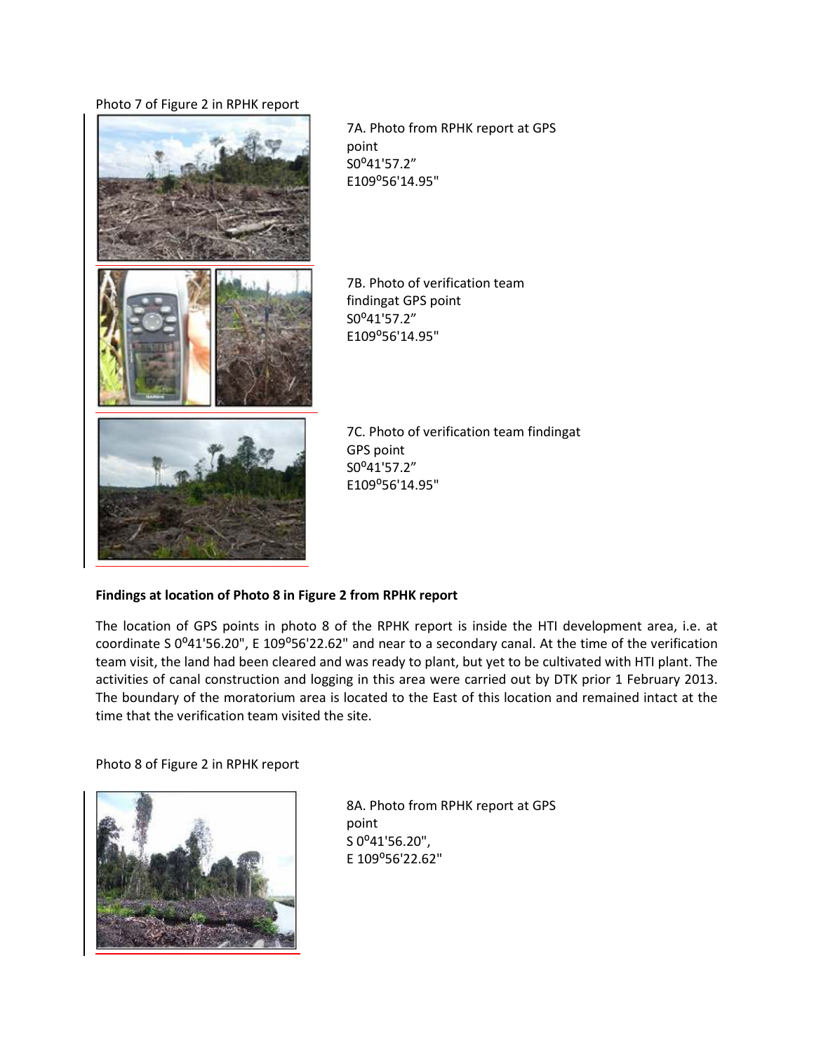Photo 7 of Figure 2 in RPHK report

7A. Photo from RPHK report at GPS point S0ºº41'57.2" E109º56'14.95"

7B. Photo of verification team findingat GPS point S0º41'57.2" E109º56'14.95"

7C. Photo of verification team findingat GPS point S0º41'57.2" E109º56'14.95"

**Findings at location of Photo 8 in Figure 2 from RPHK report**

The location of GPS points in photo 8 of the RPHK report is inside the HTI development area, i.e. at coordinate S 0º41'56.20", E 109º56'22.62" and near to a secondary canal. At the time of the verification team visit, the land had been cleared and was ready to plant, but yet to be cultivated with HTI plant. The activities of canal construction and logging in this area were carried out by DTK prior 1 February 2013. The boundary of the moratorium area is located to the East of this location and remained intact at the time that the verification team visited the site.

Photo 8 of Figure 2 in RPHK report

8A. Photo from RPHK report at GPS point S 0º41'56.20", E 109º56'22.62"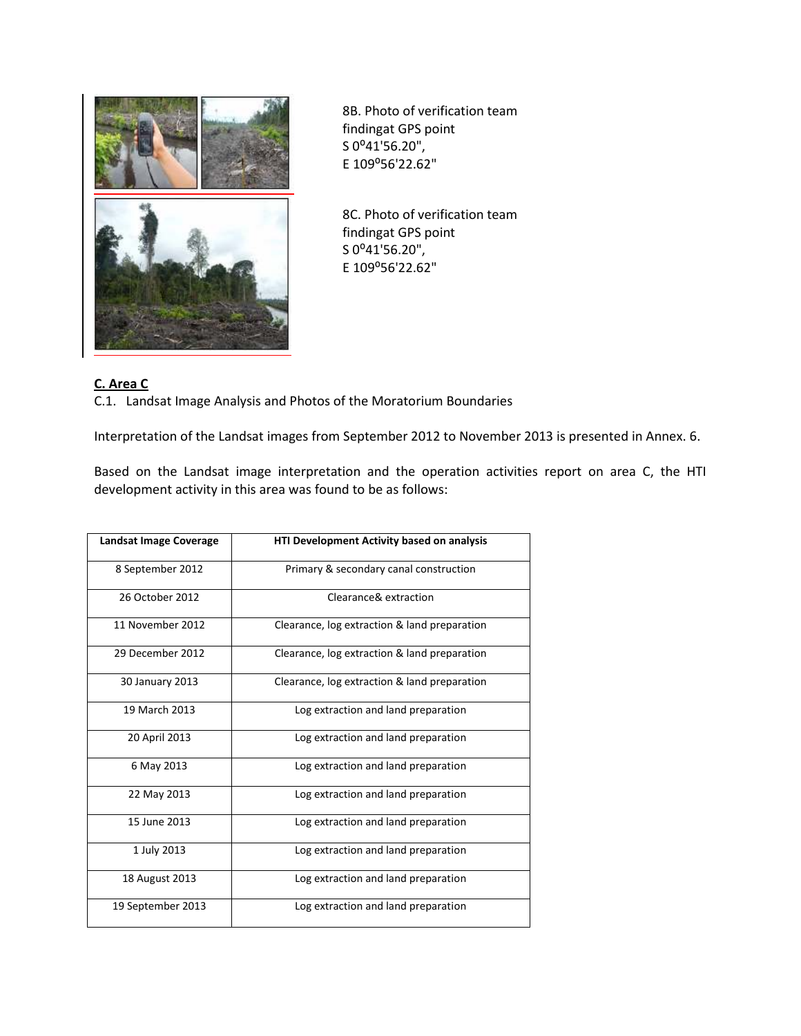8B. Photo of verification team findingat GPS point S 0º41'56.20", E 109º56'22.62"

8C. Photo of verification team findingat GPS point S 0º41'56.20", E 109º56'22.62"

**C. Area C**

C.1. Landsat Image Analysis and Photos of the Moratorium Boundaries

Interpretation of the Landsat images from September 2012 to November 2013 is presented in Annex. 6.

Based on the Landsat image interpretation and the operation activities report on area C, the HTI development activity in this area was found to be as follows:

| Landsat Image Coverage | HTI Development Activity based on analysis |
|---|---|
| 8 September 2012 | Primary & secondary canal construction |
| 26 October 2012 | Clearance& extraction |
| 11 November 2012 | Clearance, log extraction & land preparation |
| 29 December 2012 | Clearance, log extraction & land preparation |
| 30 January 2013 | Clearance, log extraction & land preparation |
| 19 March 2013 | Log extraction and land preparation |
| 20 April 2013 | Log extraction and land preparation |
| 6 May 2013 | Log extraction and land preparation |
| 22 May 2013 | Log extraction and land preparation |
| 15 June 2013 | Log extraction and land preparation |
| 1 July 2013 | Log extraction and land preparation |
| 18 August 2013 | Log extraction and land preparation |
| 19 September 2013 | Log extraction and land preparation |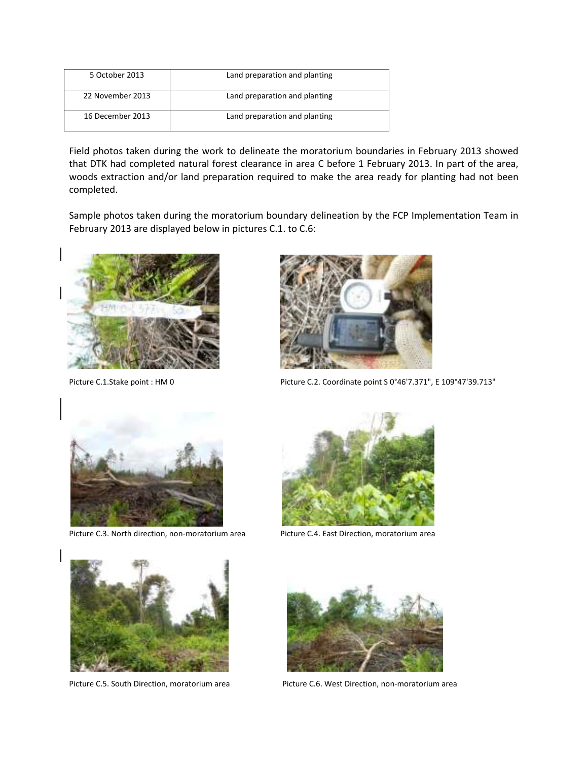| 5 October 2013 | Land preparation and planting |
|---|---|
| 22 November 2013 | Land preparation and planting |
| 16 December 2013 | Land preparation and planting |

Field photos taken during the work to delineate the moratorium boundaries in February 2013 showed that DTK had completed natural forest clearance in area C before 1 February 2013. In part of the area, woods extraction and/or land preparation required to make the area ready for planting had not been completed.

Sample photos taken during the moratorium boundary delineation by the FCP Implementation Team in February 2013 are displayed below in pictures C.1. to C.6:

Picture C.1.Stake point : HM 0

Picture C.2. Coordinate point S 0°46'7.371", E 109°47'39.713"

Picture C.3. North direction, non-moratorium area

Picture C.4. East Direction, moratorium area

Picture C.5. South Direction, moratorium area

Picture C.6. West Direction, non-moratorium area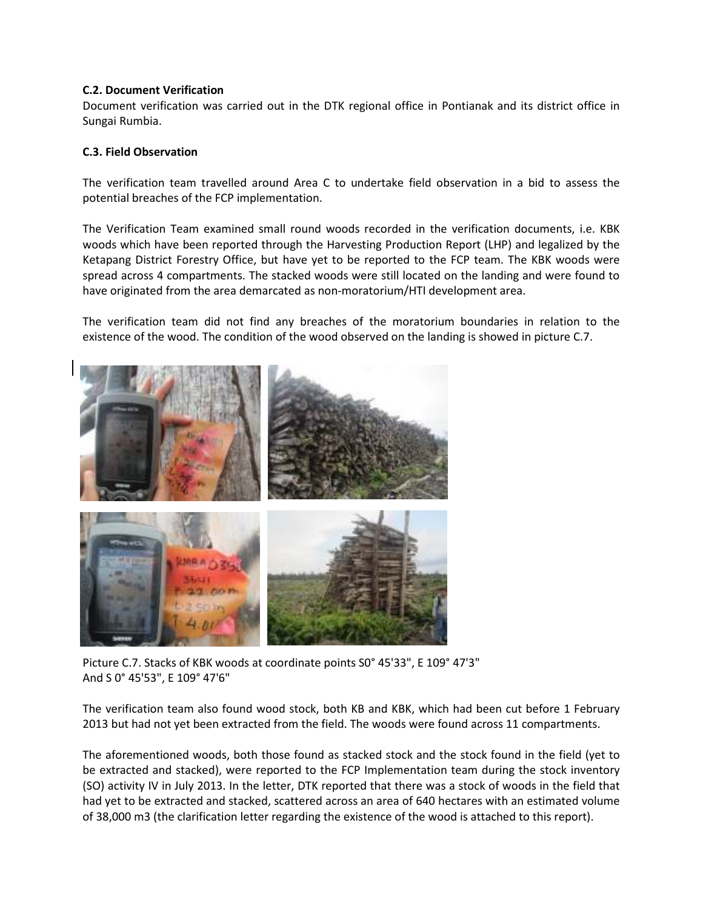**C.2. Document Verification**

Document verification was carried out in the DTK regional office in Pontianak and its district office in Sungai Rumbia.

**C.3. Field Observation**

The verification team travelled around Area C to undertake field observation in a bid to assess the potential breaches of the FCP implementation.

The Verification Team examined small round woods recorded in the verification documents, i.e. KBK woods which have been reported through the Harvesting Production Report (LHP) and legalized by the Ketapang District Forestry Office, but have yet to be reported to the FCP team. The KBK woods were spread across 4 compartments. The stacked woods were still located on the landing and were found to have originated from the area demarcated as non-moratorium/HTI development area.

The verification team did not find any breaches of the moratorium boundaries in relation to the existence of the wood. The condition of the wood observed on the landing is showed in picture C.7.

Picture C.7. Stacks of KBK woods at coordinate points S0° 45'33", E 109° 47'3" And S 0° 45'53", E 109° 47'6"

The verification team also found wood stock, both KB and KBK, which had been cut before 1 February 2013 but had not yet been extracted from the field. The woods were found across 11 compartments.

The aforementioned woods, both those found as stacked stock and the stock found in the field (yet to be extracted and stacked), were reported to the FCP Implementation team during the stock inventory (SO) activity IV in July 2013. In the letter, DTK reported that there was a stock of woods in the field that had yet to be extracted and stacked, scattered across an area of 640 hectares with an estimated volume of 38,000 m3 (the clarification letter regarding the existence of the wood is attached to this report).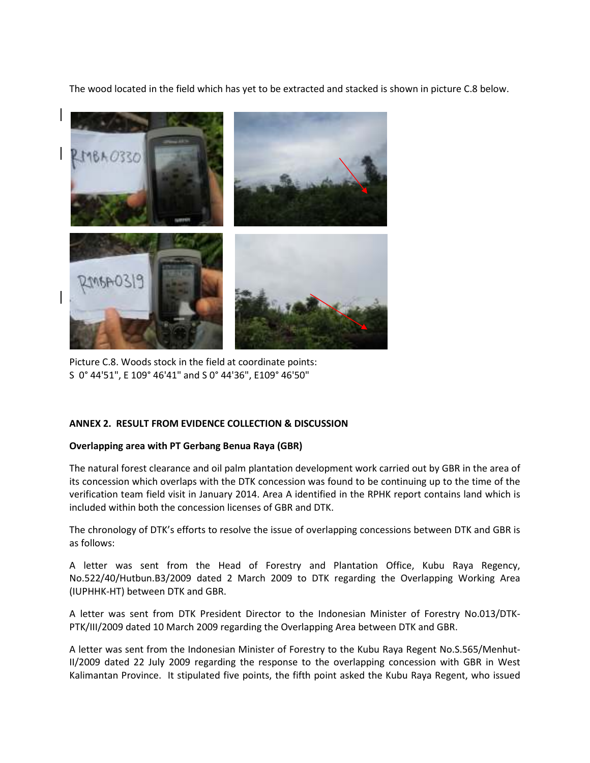The wood located in the field which has yet to be extracted and stacked is shown in picture C.8 below.

Picture C.8. Woods stock in the field at coordinate points:
S 0° 44'51", E 109° 46'41" and S 0° 44'36", E109° 46'50"

**ANNEX 2. RESULT FROM EVIDENCE COLLECTION & DISCUSSION**

**Overlapping area with PT Gerbang Benua Raya (GBR)**

The natural forest clearance and oil palm plantation development work carried out by GBR in the area of its concession which overlaps with the DTK concession was found to be continuing up to the time of the verification team field visit in January 2014. Area A identified in the RPHK report contains land which is included within both the concession licenses of GBR and DTK.

The chronology of DTK's efforts to resolve the issue of overlapping concessions between DTK and GBR is as follows:

A letter was sent from the Head of Forestry and Plantation Office, Kubu Raya Regency, No.522/40/Hutbun.B3/2009 dated 2 March 2009 to DTK regarding the Overlapping Working Area (IUPHHK-HT) between DTK and GBR.

A letter was sent from DTK President Director to the Indonesian Minister of Forestry No.013/DTK-PTK/III/2009 dated 10 March 2009 regarding the Overlapping Area between DTK and GBR.

A letter was sent from the Indonesian Minister of Forestry to the Kubu Raya Regent No.S.565/Menhut-II/2009 dated 22 July 2009 regarding the response to the overlapping concession with GBR in West Kalimantan Province. It stipulated five points, the fifth point asked the Kubu Raya Regent, who issued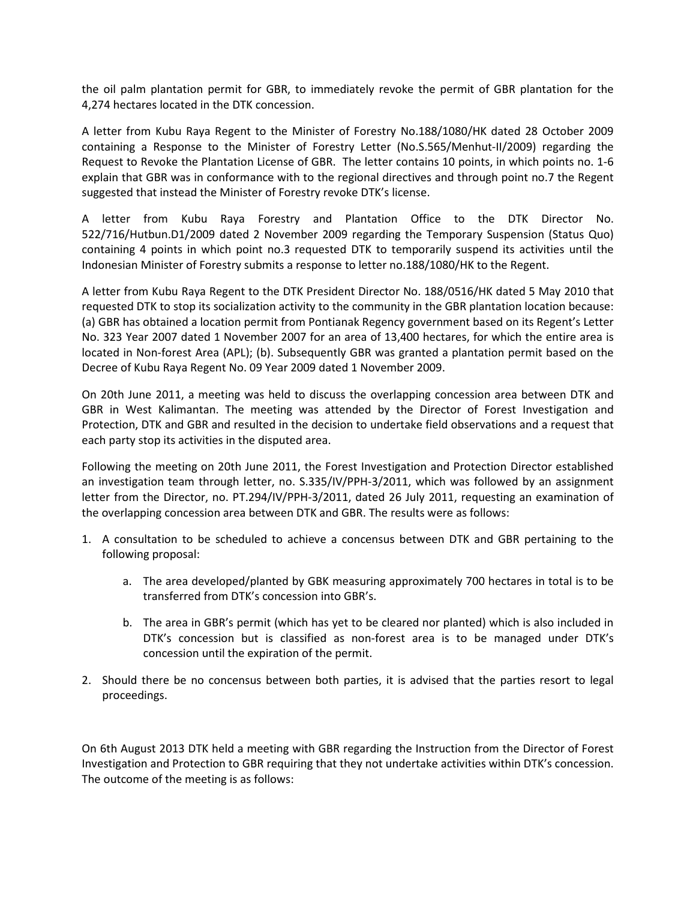the oil palm plantation permit for GBR, to immediately revoke the permit of GBR plantation for the 4,274 hectares located in the DTK concession.

A letter from Kubu Raya Regent to the Minister of Forestry No.188/1080/HK dated 28 October 2009 containing a Response to the Minister of Forestry Letter (No.S.565/Menhut-II/2009) regarding the Request to Revoke the Plantation License of GBR. The letter contains 10 points, in which points no. 1-6 explain that GBR was in conformance with to the regional directives and through point no.7 the Regent suggested that instead the Minister of Forestry revoke DTK's license.

A letter from Kubu Raya Forestry and Plantation Office to the DTK Director No. 522/716/Hutbun.D1/2009 dated 2 November 2009 regarding the Temporary Suspension (Status Quo) containing 4 points in which point no.3 requested DTK to temporarily suspend its activities until the Indonesian Minister of Forestry submits a response to letter no.188/1080/HK to the Regent.

A letter from Kubu Raya Regent to the DTK President Director No. 188/0516/HK dated 5 May 2010 that requested DTK to stop its socialization activity to the community in the GBR plantation location because: (a) GBR has obtained a location permit from Pontianak Regency government based on its Regent's Letter No. 323 Year 2007 dated 1 November 2007 for an area of 13,400 hectares, for which the entire area is located in Non-forest Area (APL); (b). Subsequently GBR was granted a plantation permit based on the Decree of Kubu Raya Regent No. 09 Year 2009 dated 1 November 2009.

On 20th June 2011, a meeting was held to discuss the overlapping concession area between DTK and GBR in West Kalimantan. The meeting was attended by the Director of Forest Investigation and Protection, DTK and GBR and resulted in the decision to undertake field observations and a request that each party stop its activities in the disputed area.

Following the meeting on 20th June 2011, the Forest Investigation and Protection Director established an investigation team through letter, no. S.335/IV/PPH-3/2011, which was followed by an assignment letter from the Director, no. PT.294/IV/PPH-3/2011, dated 26 July 2011, requesting an examination of the overlapping concession area between DTK and GBR. The results were as follows:

1. A consultation to be scheduled to achieve a concensus between DTK and GBR pertaining to the following proposal:

    a. The area developed/planted by GBK measuring approximately 700 hectares in total is to be transferred from DTK's concession into GBR's.

    b. The area in GBR's permit (which has yet to be cleared nor planted) which is also included in DTK's concession but is classified as non-forest area is to be managed under DTK's concession until the expiration of the permit.

2. Should there be no concensus between both parties, it is advised that the parties resort to legal proceedings.

On 6th August 2013 DTK held a meeting with GBR regarding the Instruction from the Director of Forest Investigation and Protection to GBR requiring that they not undertake activities within DTK's concession. The outcome of the meeting is as follows: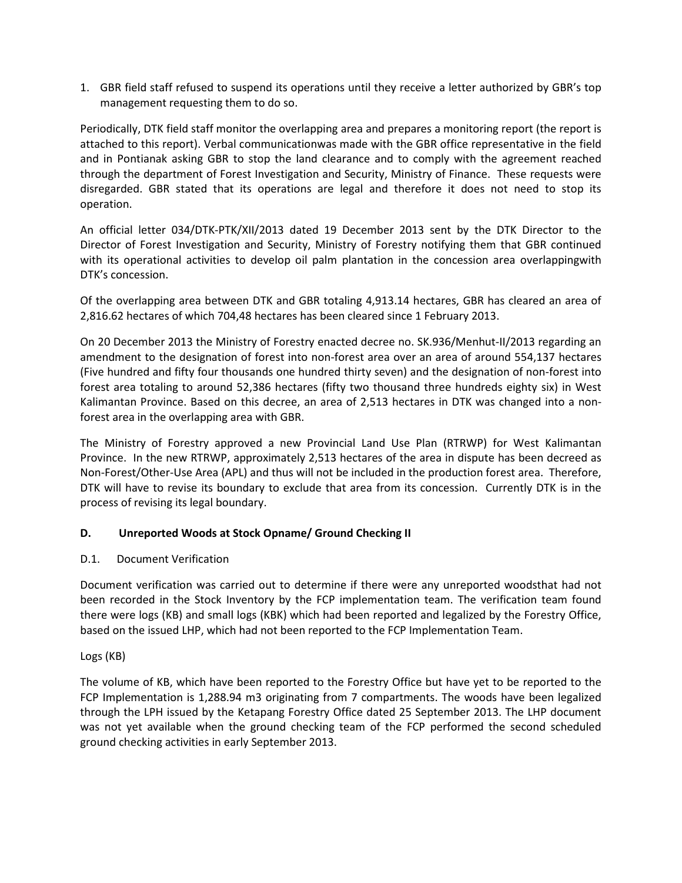1. GBR field staff refused to suspend its operations until they receive a letter authorized by GBR's top management requesting them to do so.

Periodically, DTK field staff monitor the overlapping area and prepares a monitoring report (the report is attached to this report). Verbal communicationwas made with the GBR office representative in the field and in Pontianak asking GBR to stop the land clearance and to comply with the agreement reached through the department of Forest Investigation and Security, Ministry of Finance. These requests were disregarded. GBR stated that its operations are legal and therefore it does not need to stop its operation.

An official letter 034/DTK-PTK/XII/2013 dated 19 December 2013 sent by the DTK Director to the Director of Forest Investigation and Security, Ministry of Forestry notifying them that GBR continued with its operational activities to develop oil palm plantation in the concession area overlappingwith DTK's concession.

Of the overlapping area between DTK and GBR totaling 4,913.14 hectares, GBR has cleared an area of 2,816.62 hectares of which 704,48 hectares has been cleared since 1 February 2013.

On 20 December 2013 the Ministry of Forestry enacted decree no. SK.936/Menhut-II/2013 regarding an amendment to the designation of forest into non-forest area over an area of around 554,137 hectares (Five hundred and fifty four thousands one hundred thirty seven) and the designation of non-forest into forest area totaling to around 52,386 hectares (fifty two thousand three hundreds eighty six) in West Kalimantan Province. Based on this decree, an area of 2,513 hectares in DTK was changed into a non-forest area in the overlapping area with GBR.

The Ministry of Forestry approved a new Provincial Land Use Plan (RTRWP) for West Kalimantan Province. In the new RTRWP, approximately 2,513 hectares of the area in dispute has been decreed as Non-Forest/Other-Use Area (APL) and thus will not be included in the production forest area. Therefore, DTK will have to revise its boundary to exclude that area from its concession. Currently DTK is in the process of revising its legal boundary.

## D. Unreported Woods at Stock Opname/ Ground Checking II

### D.1. Document Verification

Document verification was carried out to determine if there were any unreported woodsthat had not been recorded in the Stock Inventory by the FCP implementation team. The verification team found there were logs (KB) and small logs (KBK) which had been reported and legalized by the Forestry Office, based on the issued LHP, which had not been reported to the FCP Implementation Team.

Logs (KB)

The volume of KB, which have been reported to the Forestry Office but have yet to be reported to the FCP Implementation is 1,288.94 m3 originating from 7 compartments. The woods have been legalized through the LPH issued by the Ketapang Forestry Office dated 25 September 2013. The LHP document was not yet available when the ground checking team of the FCP performed the second scheduled ground checking activities in early September 2013.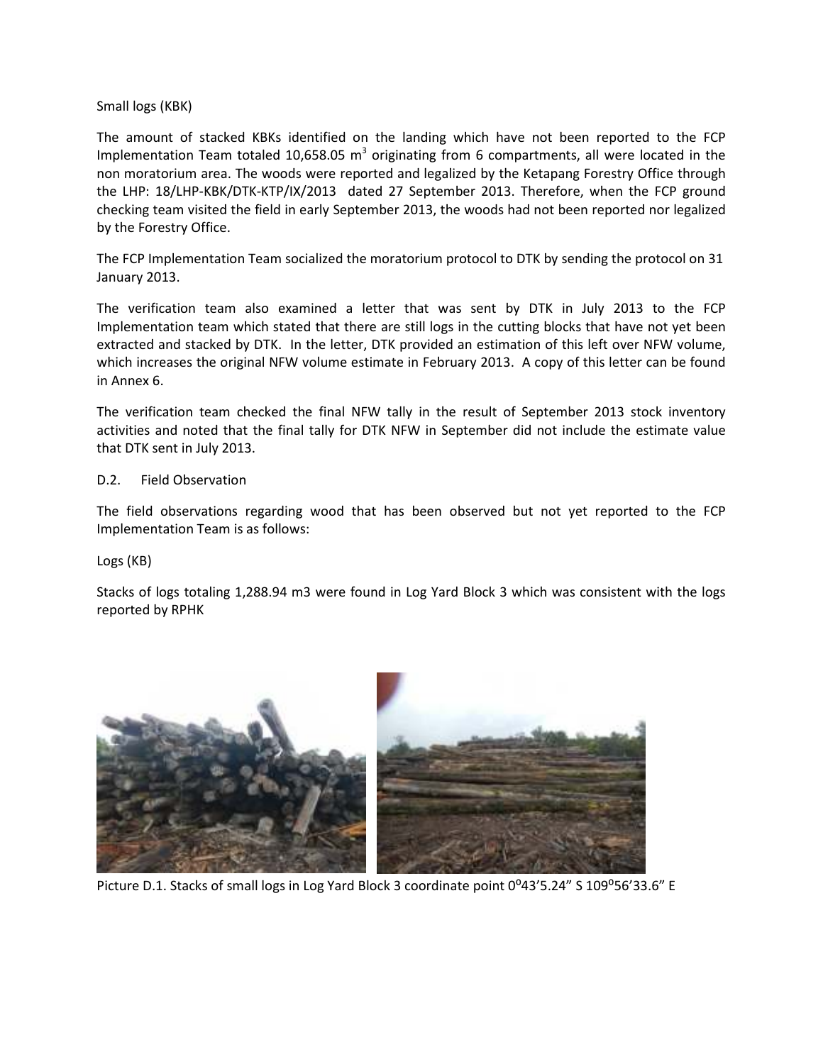Small logs (KBK)

The amount of stacked KBKs identified on the landing which have not been reported to the FCP Implementation Team totaled 10,658.05 $m^3$ originating from 6 compartments, all were located in the non moratorium area. The woods were reported and legalized by the Ketapang Forestry Office through the LHP: 18/LHP-KBK/DTK-KTP/IX/2013 dated 27 September 2013. Therefore, when the FCP ground checking team visited the field in early September 2013, the woods had not been reported nor legalized by the Forestry Office.

The FCP Implementation Team socialized the moratorium protocol to DTK by sending the protocol on 31 January 2013.

The verification team also examined a letter that was sent by DTK in July 2013 to the FCP Implementation team which stated that there are still logs in the cutting blocks that have not yet been extracted and stacked by DTK. In the letter, DTK provided an estimation of this left over NFW volume, which increases the original NFW volume estimate in February 2013. A copy of this letter can be found in Annex 6.

The verification team checked the final NFW tally in the result of September 2013 stock inventory activities and noted that the final tally for DTK NFW in September did not include the estimate value that DTK sent in July 2013.

D.2. Field Observation

The field observations regarding wood that has been observed but not yet reported to the FCP Implementation Team is as follows:

Logs (KB)

Stacks of logs totaling 1,288.94 m3 were found in Log Yard Block 3 which was consistent with the logs reported by RPHK

Picture D.1. Stacks of small logs in Log Yard Block 3 coordinate point 0°43'5.24" S 109°56'33.6" E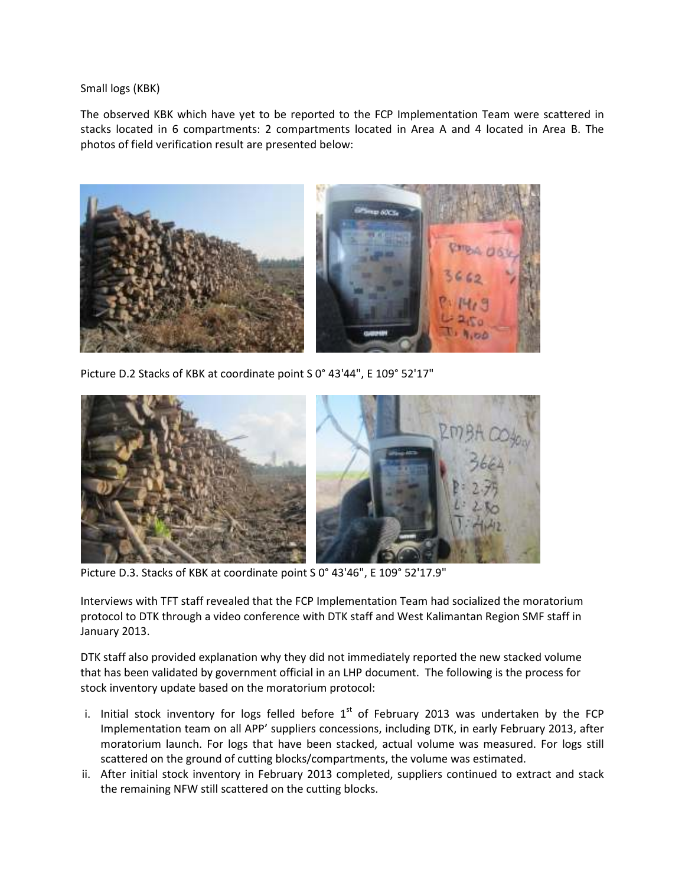Small logs (KBK)

The observed KBK which have yet to be reported to the FCP Implementation Team were scattered in stacks located in 6 compartments: 2 compartments located in Area A and 4 located in Area B. The photos of field verification result are presented below:

Picture D.2 Stacks of KBK at coordinate point S 0° 43'44", E 109° 52'17"

Picture D.3. Stacks of KBK at coordinate point S 0° 43'46", E 109° 52'17.9"

Interviews with TFT staff revealed that the FCP Implementation Team had socialized the moratorium protocol to DTK through a video conference with DTK staff and West Kalimantan Region SMF staff in January 2013.

DTK staff also provided explanation why they did not immediately reported the new stacked volume that has been validated by government official in an LHP document. The following is the process for stock inventory update based on the moratorium protocol:

i. Initial stock inventory for logs felled before 1st of February 2013 was undertaken by the FCP Implementation team on all APP' suppliers concessions, including DTK, in early February 2013, after moratorium launch. For logs that have been stacked, actual volume was measured. For logs still scattered on the ground of cutting blocks/compartments, the volume was estimated.
ii. After initial stock inventory in February 2013 completed, suppliers continued to extract and stack the remaining NFW still scattered on the cutting blocks.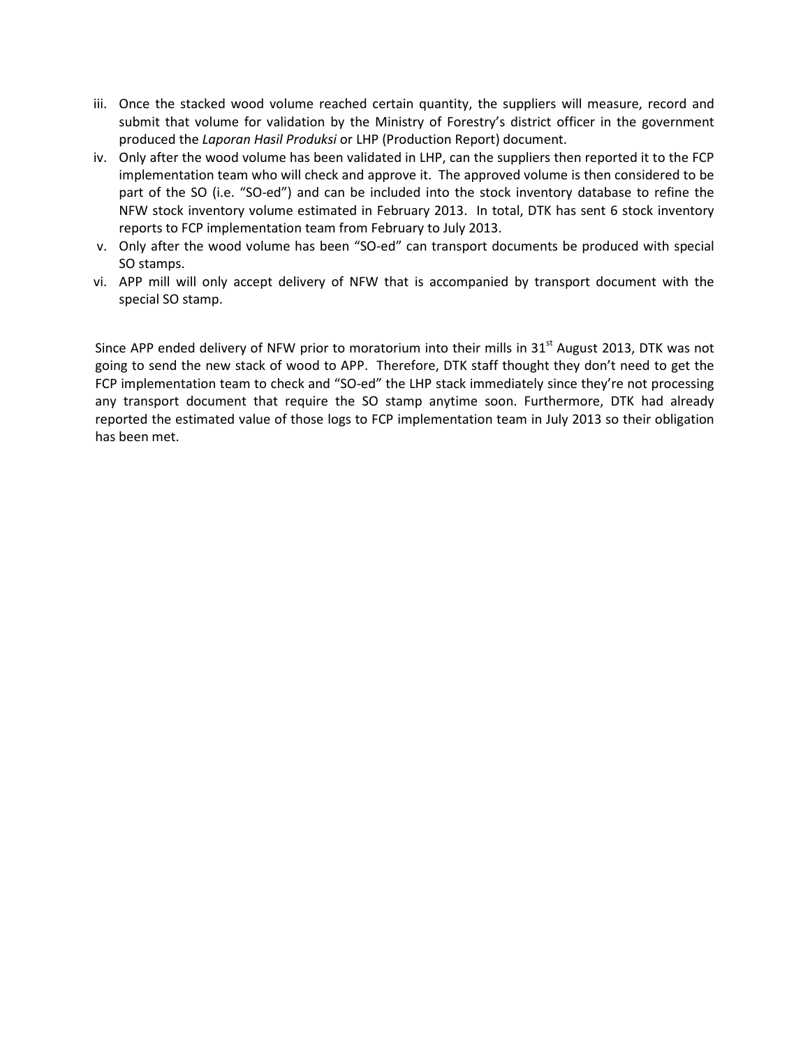iii. Once the stacked wood volume reached certain quantity, the suppliers will measure, record and submit that volume for validation by the Ministry of Forestry's district officer in the government produced the *Laporan Hasil Produksi* or LHP (Production Report) document.

iv. Only after the wood volume has been validated in LHP, can the suppliers then reported it to the FCP implementation team who will check and approve it. The approved volume is then considered to be part of the SO (i.e. "SO-ed") and can be included into the stock inventory database to refine the NFW stock inventory volume estimated in February 2013. In total, DTK has sent 6 stock inventory reports to FCP implementation team from February to July 2013.

v. Only after the wood volume has been "SO-ed" can transport documents be produced with special SO stamps.

vi. APP mill will only accept delivery of NFW that is accompanied by transport document with the special SO stamp.

Since APP ended delivery of NFW prior to moratorium into their mills in 31st August 2013, DTK was not going to send the new stack of wood to APP. Therefore, DTK staff thought they don't need to get the FCP implementation team to check and "SO-ed" the LHP stack immediately since they're not processing any transport document that require the SO stamp anytime soon. Furthermore, DTK had already reported the estimated value of those logs to FCP implementation team in July 2013 so their obligation has been met.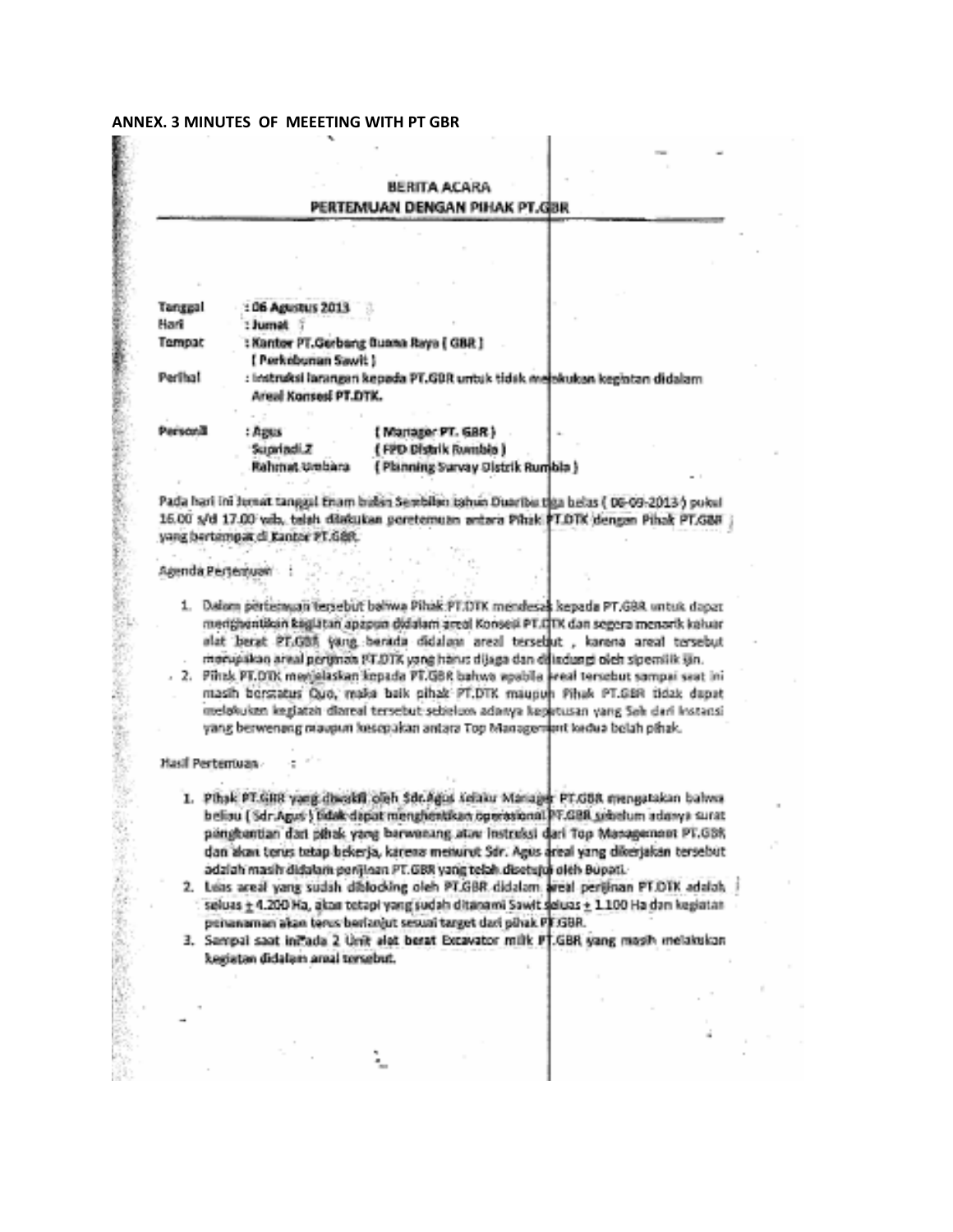**ANNEX. 3 MINUTES OF MEEETING WITH PT GBR**

**BERITA ACARA**
**PERTEMUAN DENGAN PIHAK PT.GBR**

| | |
|---|---|
| Tanggal | : 06 Agustus 2013 |
| Hari | : Jumat |
| Tempat | : Kantor PT.Gerbang Buana Raya ( GBR ) ( Perkebunan Sawit ) |
| Perihal | : Instruksi larangan kepada PT.GBR untuk tidak melakukan kegiatan didalam Areal Konsesi PT.DTK. |

| Personil | | |
|---|---|---|
| | : Agus | ( Manager PT. GBR ) |
| | Supriadi.Z | ( FPD Distrik Rumbia ) |
| | Rahmat Umbara | ( Planning Survey Distrik Rumbia ) |

Pada hari ini Jumat tanggal Enam bulan Sembilan tahun Duaribu tiga belas ( 06-09-2013 ) pukul 16.00 s/d 17.00 wib. telah dilakukan poretemuan antara Pihak PT.DTK dengan Pihak PT.GBR yang bertempat di Kantor PT.GBR.

Agenda Pertemuan :

1. Dalam pertemuan tersebut bahwa Pihak PT.DTK mendesak kepada PT.GBR untuk dapat menghentikan kegiatan apapun didalam areal Konsesi PT.DTK dan segera menarik keluar alat berat PT.GBR yang berada didalam areal tersebut , karena areal tersebut merupakan areal perijinan PT.DTK yang harus dijaga dan dilindungi oleh sipemilik ijin.
2. Pihak PT.DTK menjelaskan kepada PT.GBR bahwa apabila areal tersebut sampai saat ini masih berstatus Quo, maka baik pihak PT.DTK maupun Pihak PT.GBR tidak dapat melakukan kegiatan diareal tersebut sebelum adanya keputusan yang Sah dari instansi yang berwenang maupun kesepakatan antara Top Management kedua belah pihak.

Hasil Pertemuan :

1. Pihak PT.GBR yang diwakili oleh Sdr.Agus selaku Manager PT.GBR mengatakan bahwa beliau ( Sdr.Agus ) tidak dapat menghentikan operasional PT.GBR sebelum adanya surat penghentian dari pihak yang berwenang atau instruksi dari Top Management PT.GBR dan akan terus tetap bekerja, karena menurut Sdr. Agus areal yang dikerjakan tersebut adalah masih didalam perijinan PT.GBR yang telah disetujui oleh Bupati.
2. Luas areal yang sudah diblocking oleh PT.GBR didalam areal perijinan PT.DTK adalah seluas ± 4.200 Ha, akan tetapi yang sudah ditanami Sawit seluas ± 1.100 Ha dan kegiatan penanaman akan terus berlanjut sesuai target dari pihak PT.GBR.
3. Sampai saat ini ada 2 Unit alat berat Excavator milik PT.GBR yang masih melakukan kegiatan didalam areal tersebut.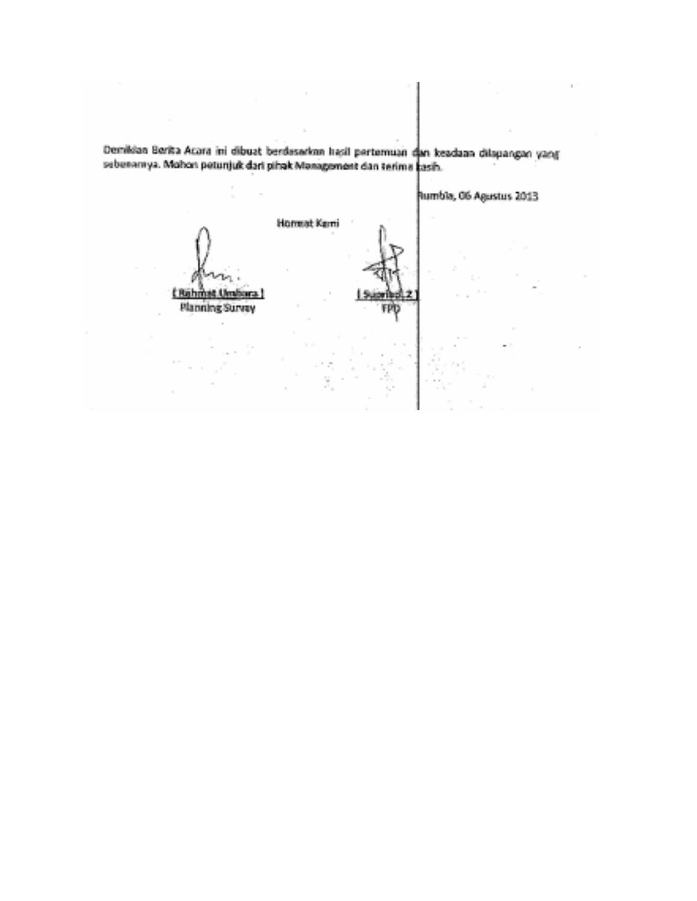Demikian Berita Acara ini dibuat berdasarkan hasil pertemuan dan keadaan dilapangan yang sebenarnya. Mohon petunjuk dari pihak Management dan terima kasih.

Rumbia, 06 Agustus 2013

Hormat Kami

| | |
|---|---|
| **( Rahmat Umbara )** | **( Suprianto Z )** |
| Planning Survey | FPD |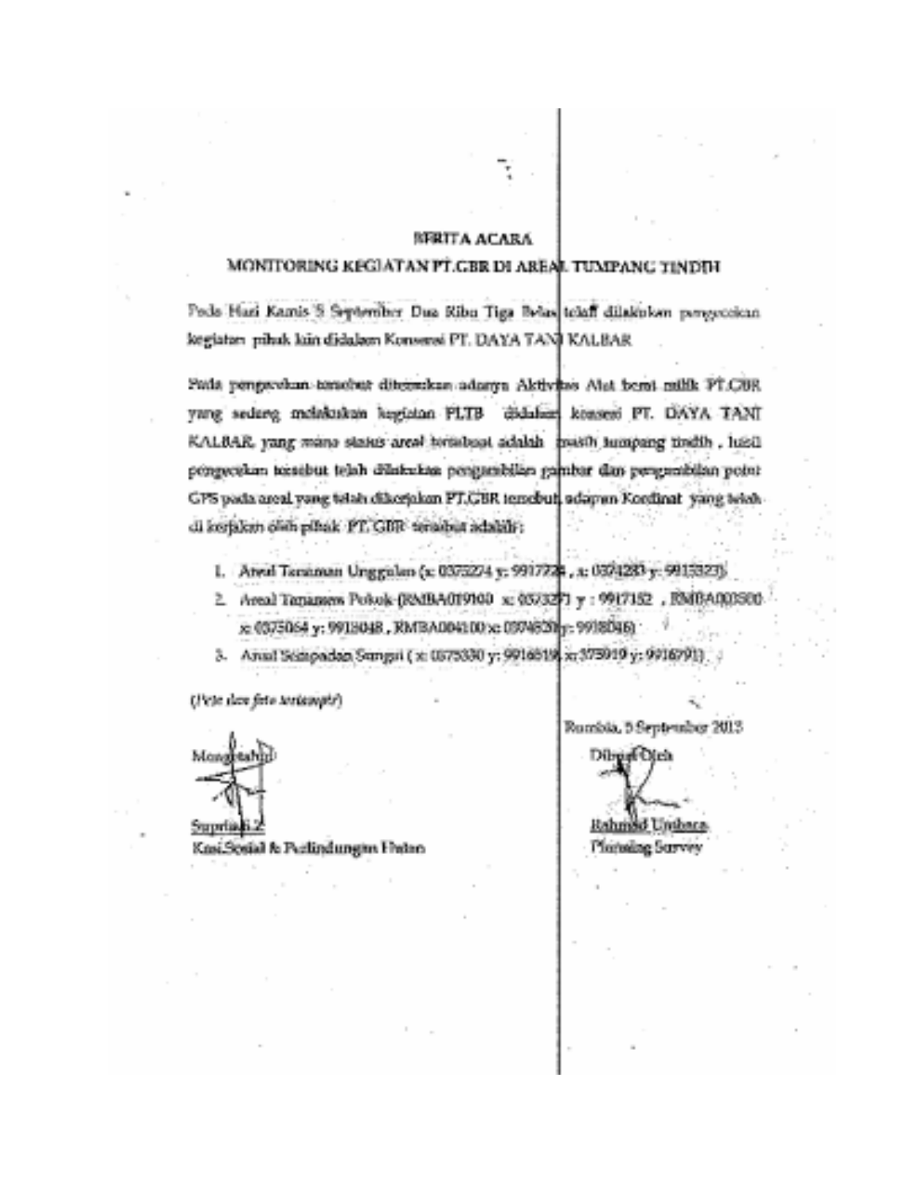## BERITA ACARA

## MONITORING KEGIATAN PT.CBR DI AREAL TUMPANG TINDIH

Pada Hari Kamis 5 September Dua Ribu Tiga Belas telah dilakukan pengecekan kegiatan pihak lain didalam Konsesi PT. DAYA TANI KALBAR

Pada pengecekan tersebut ditemukan adanya Aktivitas Alat berat milik PT.CBR yang sedang melakukan kegiatan PLTB didalam konsesi PT. DAYA TANI KALBAR, yang mana status areal tersebut adalah masih tumpang tindih , hasil pengecekan tersebut telah dilakukan pengambilan gambar dan pengambilan point GPS pada areal yang telah dikerjakan PT.CBR tersebut, adapun Kordinat yang telah di kerjakan oleh pihak PT. CBR tersebut adalah :

1. Areal Tanaman Unggulan (x: 0375274 y: 9917728 , x: 0374283 y: 9915323)
2. Areal Tanaman Pokok (RMBA019100 x: 0373271 y : 9917152 , RMBA003500 x: 0375064 y: 9918048 , RMBA004100 x: 0374620 y: 9918046)
3. Areal Sempadan Sungai ( x: 0375330 y: 9916818, x: 375919 y: 9916791)

(Peta dan foto terlampir)

Rumbia, 5 September 2013

Mengetahui

Suprianto.Z

Kasi.Sosial & Perlindungan Hutan

Dibuat Oleh

Rahmad Unbara

Planning Survey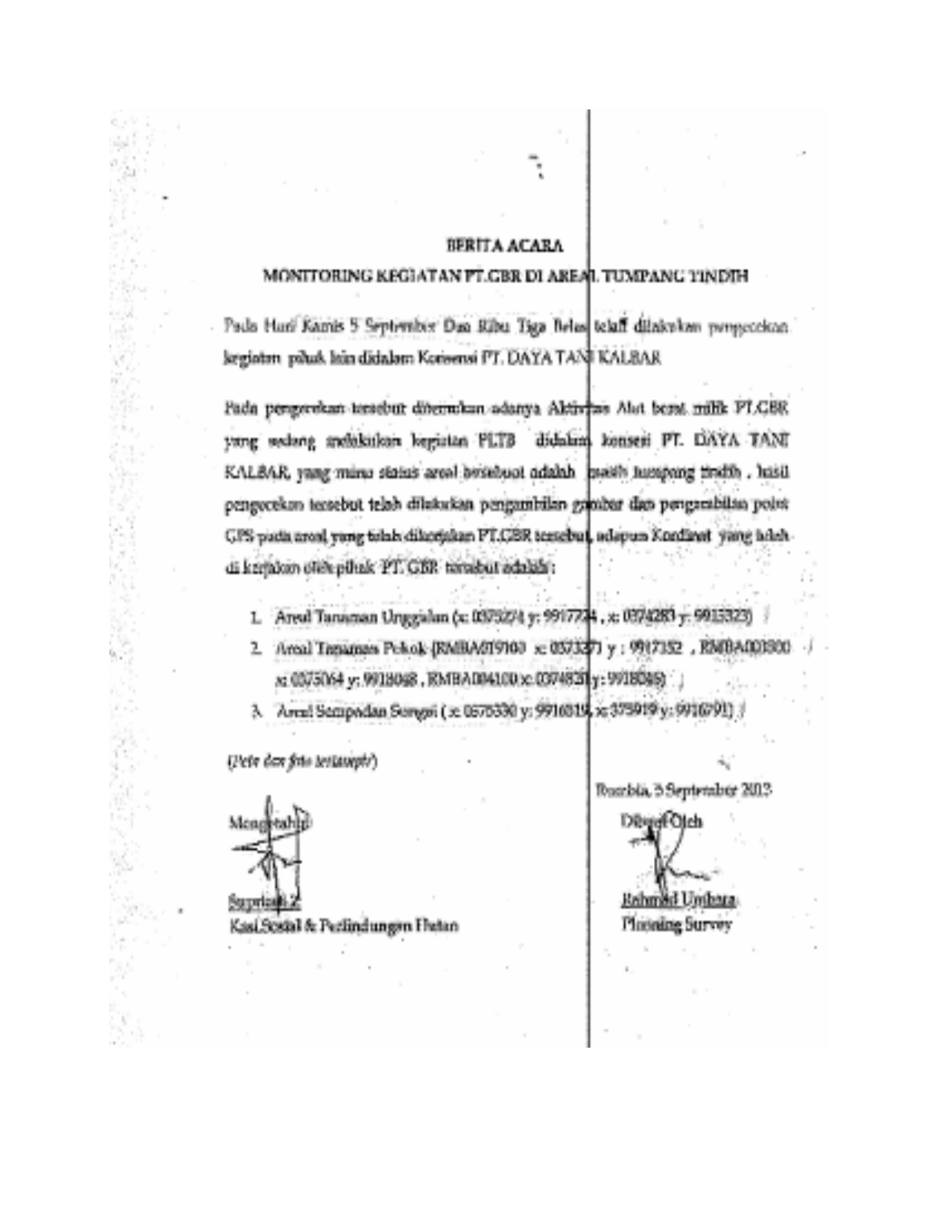## BERITA ACARA

## MONITORING KEGIATAN PT.GBR DI AREAL TUMPANG TINDIH

Pada Hari Kamis 5 September Dua Ribu Tiga Belas telah dilakukan pengecekan kegiatan pihak lain didalam Konsensi PT. DAYA TANI KALBAR

Pada pengecekan tersebut ditemukan adanya Aktivitas Alat berat milik PT.GBR yang sedang melakukan kegiatan PLTB didalam konsesi PT. DAYA TANI KALBAR, yang mana status areal tersebuat adalah masih tumpang tindih, hasil pengecekan tersebut telah dilakukan pengambilan gambar dan pengambilan point GPS pada areal yang telah dikerjakan PT.GBR tersebut, adapun Kordinat yang telah di kerjakan oleh pihak PT. GBR tersebut adalah :

1. Areal Tanaman Unggulan (x: 0375274 y: 9917724 , x: 0374283 y: 9915323)
2. Areal Tanaman Pokok (RMBA019100 x: 0373271 y : 9917352 , RMBA003000 x: 0375064 y: 9918048 , RMBA004100 x: 0374828 y: 9918045)
3. Areal Sempadan Sungai ( x: 0575330 y: 9916819, x: 375919 y: 9916791)

*(Peta dan foto terlampir)*

Rumbia, 5 September 2013

Mengetahui

Supriadi Z

Kasi.Sosial & Perlindungan Hutan

Dibuat Oleh

Rahmad Urdhara

Planning Survey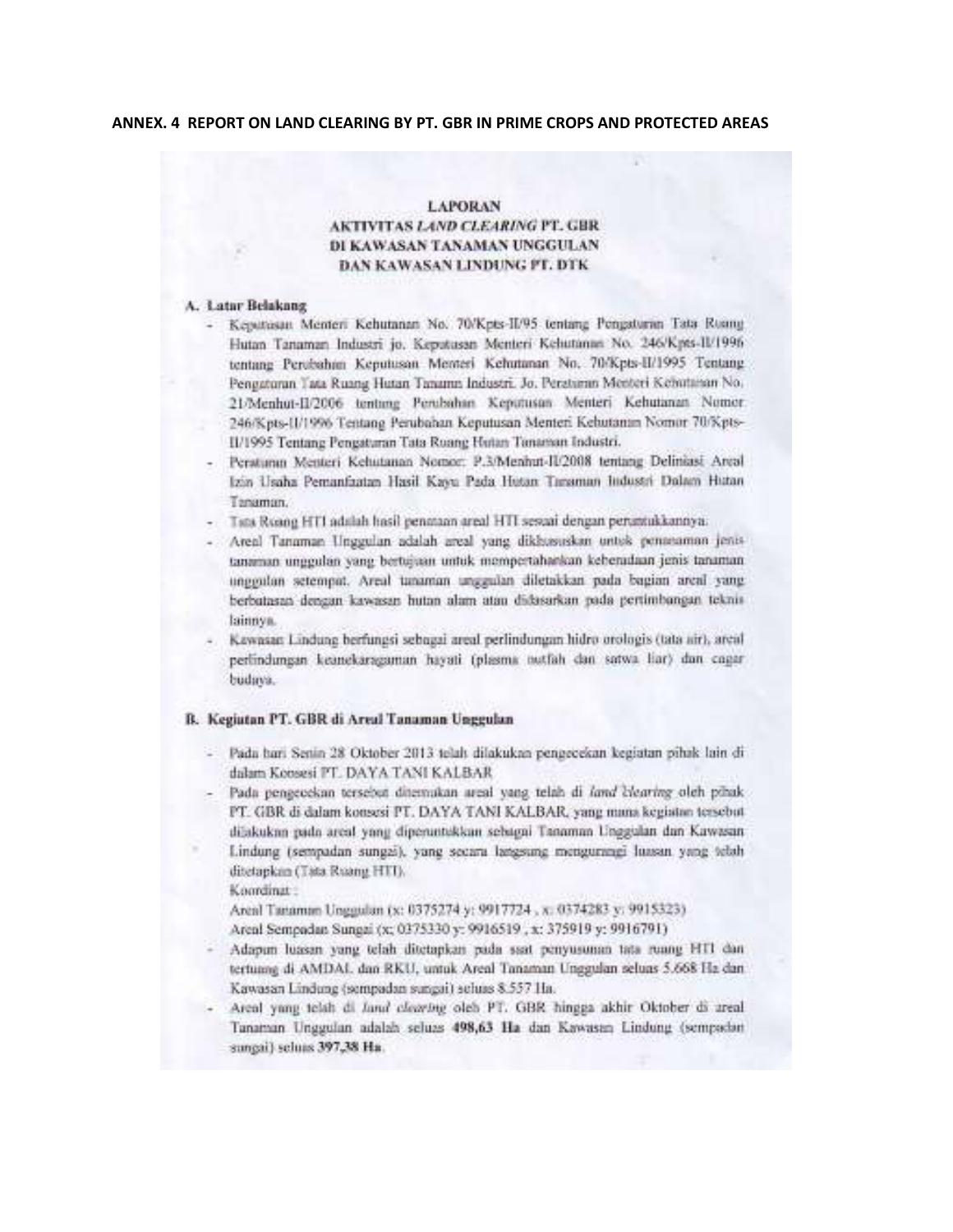**ANNEX. 4 REPORT ON LAND CLEARING BY PT. GBR IN PRIME CROPS AND PROTECTED AREAS**

**LAPORAN**
**AKTIVITAS *LAND CLEARING* PT. GBR**
**DI KAWASAN TANAMAN UNGGULAN**
**DAN KAWASAN LINDUNG PT. DTK**

**A. Latar Belakang**

- Keputusan Menteri Kehutanan No. 70/Kpts-II/95 tentang Pengaturan Tata Ruang Hutan Tanaman Industri jo. Keputusan Menteri Kehutanan No. 246/Kpts-II/1996 tentang Perubahan Keputusan Menteri Kehutanan No. 70/Kpts-II/1995 Tentang Pengaturan Tata Ruang Hutan Tanamn Industri. Jo. Peraturan Menteri Kehutanan No. 21/Menhut-II/2006 tentang Perubahan Keputusan Menteri Kehutanan Nomor 246/Kpts-II/1996 Tentang Perubahan Keputusan Menteri Kehutanan Nomor 70/Kpts-II/1995 Tentang Pengaturan Tata Ruang Hutan Tanaman Industri.
- Peraturan Menteri Kehutanan Nomor: P.3/Menhut-II/2008 tentang Deliniasi Areal Izin Usaha Pemanfaatan Hasil Kayu Pada Hutan Tanaman Industri Dalam Hutan Tanaman.
- Tata Ruang HTI adalah hasil penataan areal HTI sesuai dengan peruntukkannya.
- Areal Tanaman Unggulan adalah areal yang dikhususkan untuk penanaman jenis tanaman unggulan yang bertujuan untuk mempertahankan keberadaan jenis tanaman unggulan setempat. Areal tanaman unggulan diletakkan pada bagian areal yang berbatasan dengan kawasan hutan alam atau didasarkan pada pertimbangan teknis lainnya.
- Kawasan Lindung berfungsi sebagai areal perlindungan hidro orologis (tata air), areal perlindungan keanekaragaman hayati (plasma nutfah dan satwa liar) dan cagar budaya.

**B. Kegiatan PT. GBR di Areal Tanaman Unggulan**

- Pada hari Senin 28 Oktober 2013 telah dilakukan pengecekan kegiatan pihak lain di dalam Konsesi PT. DAYA TANI KALBAR
- Pada pengecekan tersebut ditemukan areal yang telah di *land clearing* oleh pihak PT. GBR di dalam konsesi PT. DAYA TANI KALBAR, yang mana kegiatan tersebut dilakukan pada areal yang diperuntukkan sebagai Tanaman Unggulan dan Kawasan Lindung (sempadan sungai), yang secara langsung mengurangi luasan yang telah ditetapkan (Tata Ruang HTI).
  Koordinat :
  Areal Tanaman Unggulan (x: 0375274 y: 9917724 , x: 0374283 y: 9915323)
  Areal Sempadan Sungai (x: 0375330 y: 9916519 , x: 375919 y: 9916791)
- Adapun luasan yang telah ditetapkan pada saat penyusunan tata ruang HTI dan tertuang di AMDAL dan RKU, untuk Areal Tanaman Unggulan seluas 5.668 Ha dan Kawasan Lindung (sempadan sungai) seluas 8.557 Ha.
- Areal yang telah di *land clearing* oleh PT. GBR hingga akhir Oktober di areal Tanaman Unggulan adalah seluas **498,63 Ha** dan Kawasan Lindung (sempadan sungai) seluas **397,38 Ha**.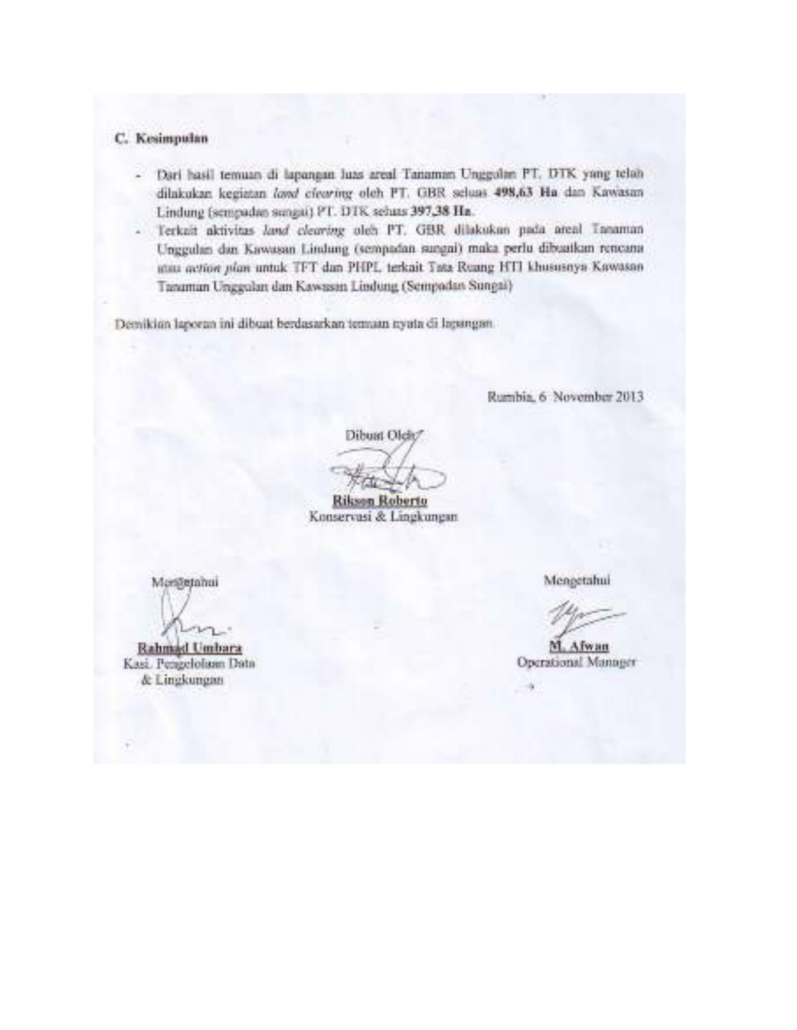### C. Kesimpulan

- Dari hasil temuan di lapangan luas areal Tanaman Unggulan PT. DTK yang telah dilakukan kegiatan *land clearing* oleh PT. GBR seluas **498,63 Ha** dan Kawasan Lindung (sempadan sungai) PT. DTK seluas **397,38 Ha**.
- Terkait aktivitas *land clearing* oleh PT. GBR dilakukan pada areal Tanaman Unggulan dan Kawasan Lindung (sempadan sungai) maka perlu dibuatkan rencana atau *action plan* untuk TFT dan PHPL terkait Tata Ruang HTI khususnya Kawasan Tanaman Unggulan dan Kawasan Lindung (Sempadan Sungai)

Demikian laporan ini dibuat berdasarkan temuan nyata di lapangan

Rumbia, 6 November 2013

Dibuat Oleh

**Rikson Roberto**
Konservasi & Lingkungan

Mengetahui

**Rahmad Umbara**
Kasi. Pengelolaan Data & Lingkungan

Mengetahui

**M. Afwan**
Operational Manager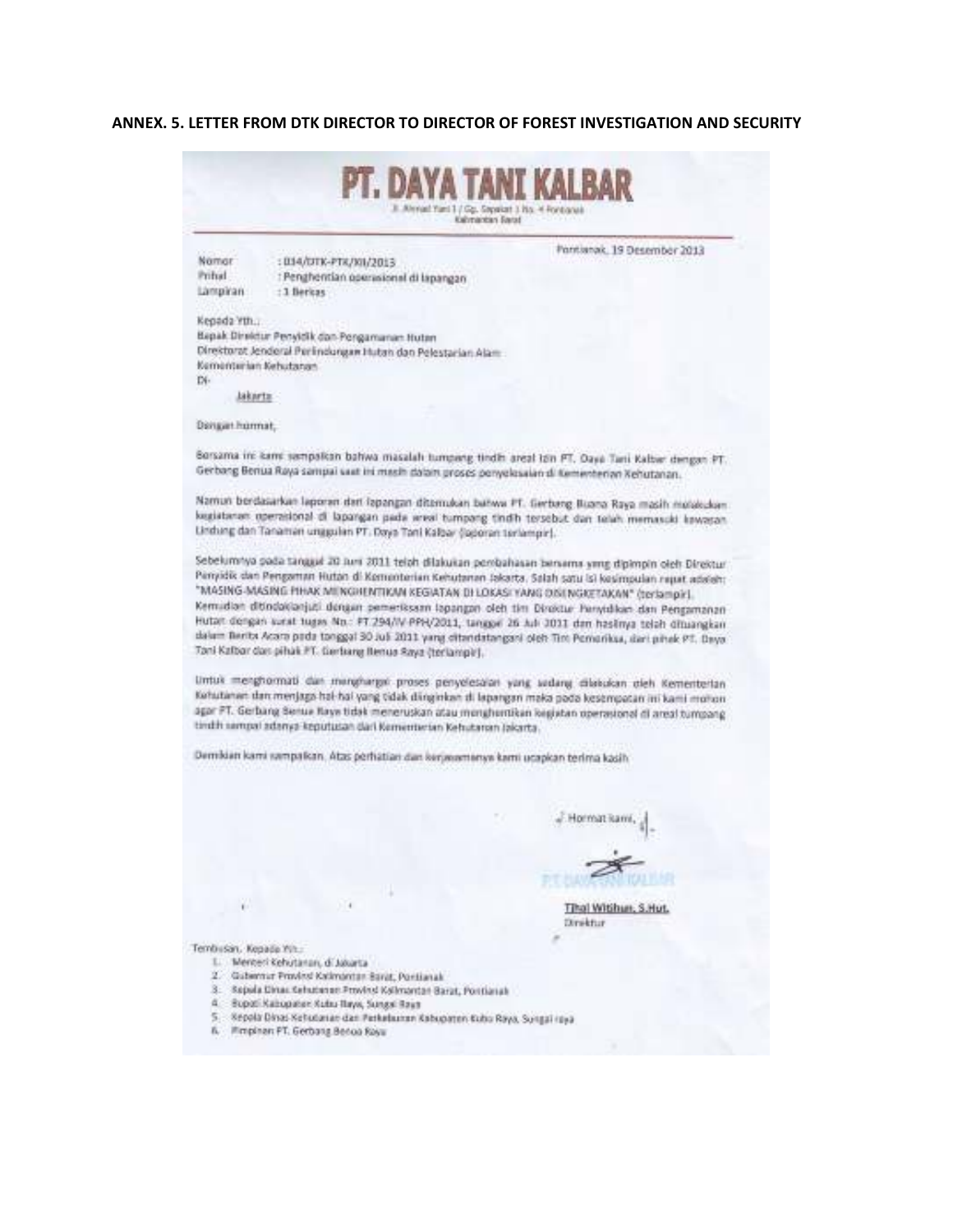**ANNEX. 5. LETTER FROM DTK DIRECTOR TO DIRECTOR OF FOREST INVESTIGATION AND SECURITY**

# PT. DAYA TANI KALBAR

Jl. Ahmad Yani 1 / Gg. Sepakat 1 No. 4 Pontianak
Kalimantan Barat

Pontianak, 19 Desember 2013

Nomor : 034/DTK-PTK/XII/2013
Prihal : Penghentian operasional di lapangan
Lampiran : 1 Berkas

Kepada Yth.:
Bapak Direktur Penyidik dan Pengamanan Hutan
Direktorat Jenderal Perlindungan Hutan dan Pelestarian Alam
Kementerian Kehutanan
Di-
Jakarta

Dengan hormat,

Bersama ini kami sampaikan bahwa masalah tumpang tindih areal Izin PT. Daya Tani Kalbar dengan PT. Gerbang Benua Raya sampai saat ini masih dalam proses penyelesaian di Kementerian Kehutanan.

Namun berdasarkan laporan dari lapangan ditemukan bahwa PT. Gerbang Buana Raya masih melakukan kegiatanan operasional di lapangan pada areal tumpang tindih tersebut dan telah memasuki kawasan Lindung dan Tanaman unggulan PT. Daya Tani Kalbar (laporan terlampir).

Sebelumnya pada tanggal 20 Juni 2011 telah dilakukan pembahasan bersama yang dipimpin oleh Direktur Penyidik dan Pengaman Hutan di Kementerian Kehutanan Jakarta. Salah satu isi kesimpulan rapat adalah: "MASING-MASING PIHAK MENGHENTIKAN KEGIATAN DI LOKASI YANG DISENGKETAKAN" (terlampir).
Kemudian ditindaklanjuti dengan pemeriksaan lapangan oleh tim Direktur Penyidikan dan Pengamanan Hutan dengan surat tugas No.: PT.294/IV-PPH/2011, tanggal 26 Juli 2011 dan hasilnya telah dituangkan dalam Berita Acara pada tanggal 30 Juli 2011 yang ditandatangani oleh Tim Pemeriksa, dari pihak PT. Daya Tani Kalbar dan pihak PT. Gerbang Benua Raya (terlampir).

Untuk menghormati dan menghargai proses penyelesaian yang sedang dilakukan oleh Kementerian Kehutanan dan menjaga hal-hal yang tidak diinginkan di lapangan maka pada kesempatan ini kami mohon agar PT. Gerbang Benua Raya tidak meneruskan atau menghentikan kegiatan operasional di areal tumpang tindih sampai adanya keputusan dari Kementerian Kehutanan Jakarta.

Demikian kami sampaikan. Atas perhatian dan kerjasamanya kami ucapkan terima kasih

Hormat kami,

PT. DAYA TANI KALBAR

Thal Witihun, S.Hut.
Direktur

Tembusan, Kepada Yth.:

1. Menteri Kehutanan, di Jakarta
2. Gubernur Provinsi Kalimantan Barat, Pontianak
3. Kepala Dinas Kehutanan Provinsi Kalimantan Barat, Pontianak
4. Bupati Kabupaten Kubu Raya, Sungai Raya
5. Kepala Dinas Kehutanan dan Perkebunan Kabupaten Kubu Raya, Sungai raya
6. Pimpinan PT. Gerbang Benua Raya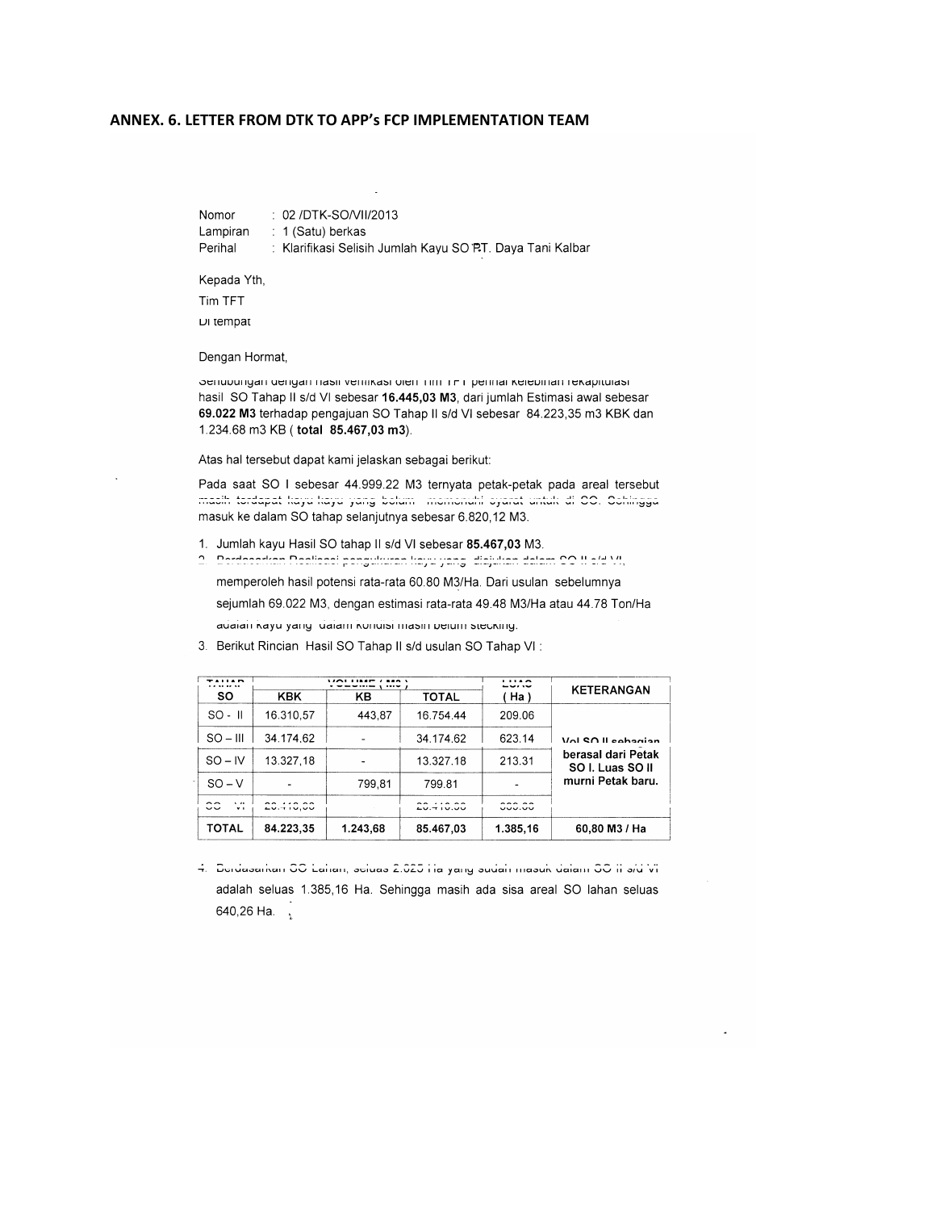## ANNEX. 6. LETTER FROM DTK TO APP's FCP IMPLEMENTATION TEAM

Nomor : 02 /DTK-SO/VII/2013
Lampiran : 1 (Satu) berkas
Perihal : Klarifikasi Selisih Jumlah Kayu SO P.T. Daya Tani Kalbar

Kepada Yth,
Tim TFT
Di tempat

Dengan Hormat,

Sehubungan dengan hasil verifikasi oleh Tim TFT perihal kelebihan rekapitulasi hasil SO Tahap II s/d VI sebesar **16.445,03 M3**, dari jumlah Estimasi awal sebesar **69.022 M3** terhadap pengajuan SO Tahap II s/d VI sebesar 84.223,35 m3 KBK dan 1.234.68 m3 KB ( **total 85.467,03 m3**).

Atas hal tersebut dapat kami jelaskan sebagai berikut:

Pada saat SO I sebesar 44.999.22 M3 ternyata petak-petak pada areal tersebut masih terdapat kayu-kayu yang belum memenuhi syarat untuk di SO. Sehingga masuk ke dalam SO tahap selanjutnya sebesar 6.820,12 M3.

1. Jumlah kayu Hasil SO tahap II s/d VI sebesar **85.467,03** M3.
2. Berdasarkan Realisasi pengukuran kayu yang diajukan dalam SO II s/d VI, memperoleh hasil potensi rata-rata 60.80 M3/Ha. Dari usulan sebelumnya sejumlah 69.022 M3, dengan estimasi rata-rata 49.48 M3/Ha atau 44.78 Ton/Ha adalah kayu yang dalam kondisi masih belum stecking.
3. Berikut Rincian Hasil SO Tahap II s/d usulan SO Tahap VI :

| TAHAP SO | VOLUME ( M3 ) | | | LUAS ( Ha ) | KETERANGAN |
|---|---|---|---|---|---|
| | KBK | KB | TOTAL | | |
| SO - II | 16.310,57 | 443,87 | 16.754.44 | 209.06 | Vol SO II sebagian berasal dari Petak SO I. Luas SO II murni Petak baru. |
| SO – III | 34.174.62 | - | 34.174.62 | 623.14 | |
| SO – IV | 13.327,18 | - | 13.327.18 | 213.31 | |
| SO – V | - | 799,81 | 799.81 | - | |
| SO - VI | 20.410,98 | | 20.410.98 | 339.65 | |
| **TOTAL** | **84.223,35** | **1.243,68** | **85.467,03** | **1.385,16** | **60,80 M3 / Ha** |

4. Berdasarkan SO Lahan, seluas 2.025 Ha yang sudah masuk dalam SO II s/d VI adalah seluas 1.385,16 Ha. Sehingga masih ada sisa areal SO lahan seluas 640,26 Ha.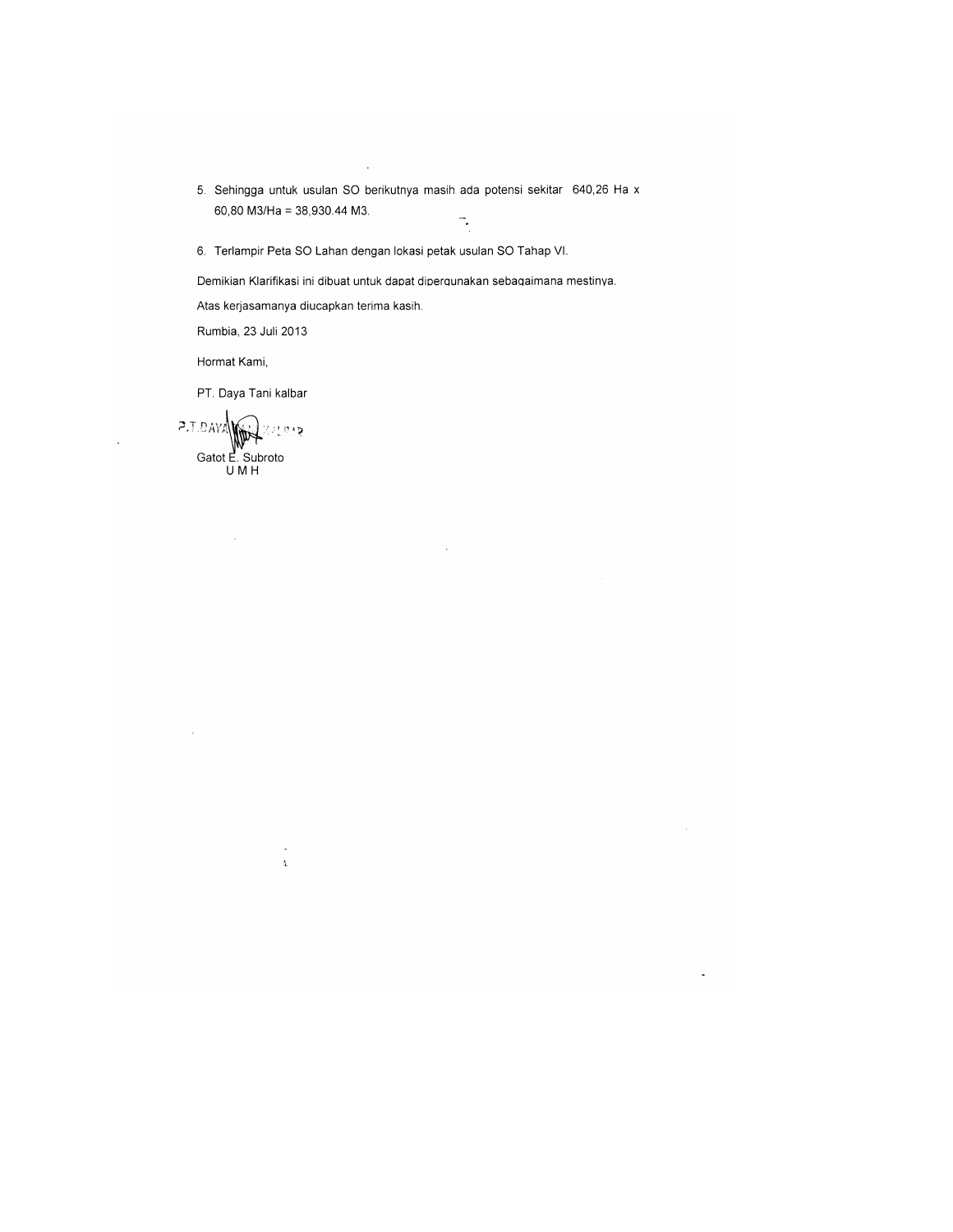5. Sehingga untuk usulan SO berikutnya masih ada potensi sekitar 640,26 Ha x 60,80 M3/Ha = 38,930.44 M3.

6. Terlampir Peta SO Lahan dengan lokasi petak usulan SO Tahap VI.

Demikian Klarifikasi ini dibuat untuk dapat dipergunakan sebagaimana mestinya.

Atas kerjasamanya diucapkan terima kasih.

Rumbia, 23 Juli 2013

Hormat Kami,

PT. Daya Tani kalbar

Gatot E. Subroto
U M H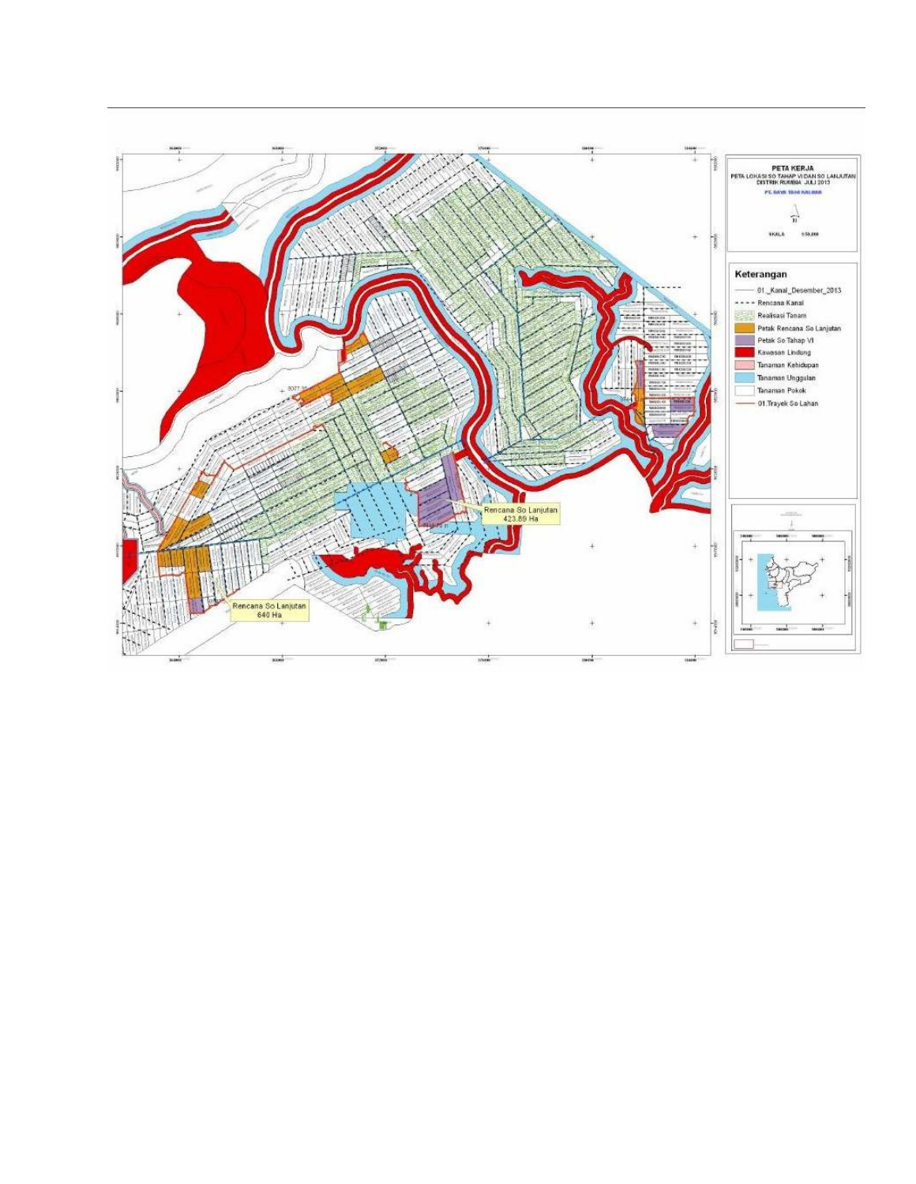PETA KERJA

PETA LOKASI SO TAHAP VI DAN SO LANJUTAN DISTRIK RUMBIA JULI 2013

SKALA 1:50,000

Keterangan

01_Kanal_Desember_2013

Rencana Kanal

Realisasi Tanam

Petak Rencana So Lanjutan

Petak So Tahap VI

Kawasan Lindung

Tanaman Kehidupan

Tanaman Unggulan

Tanaman Pokok

01.Trayek So Lahan

Rencana So Lanjutan 423.89 Ha

Rencana So Lanjutan 640 Ha